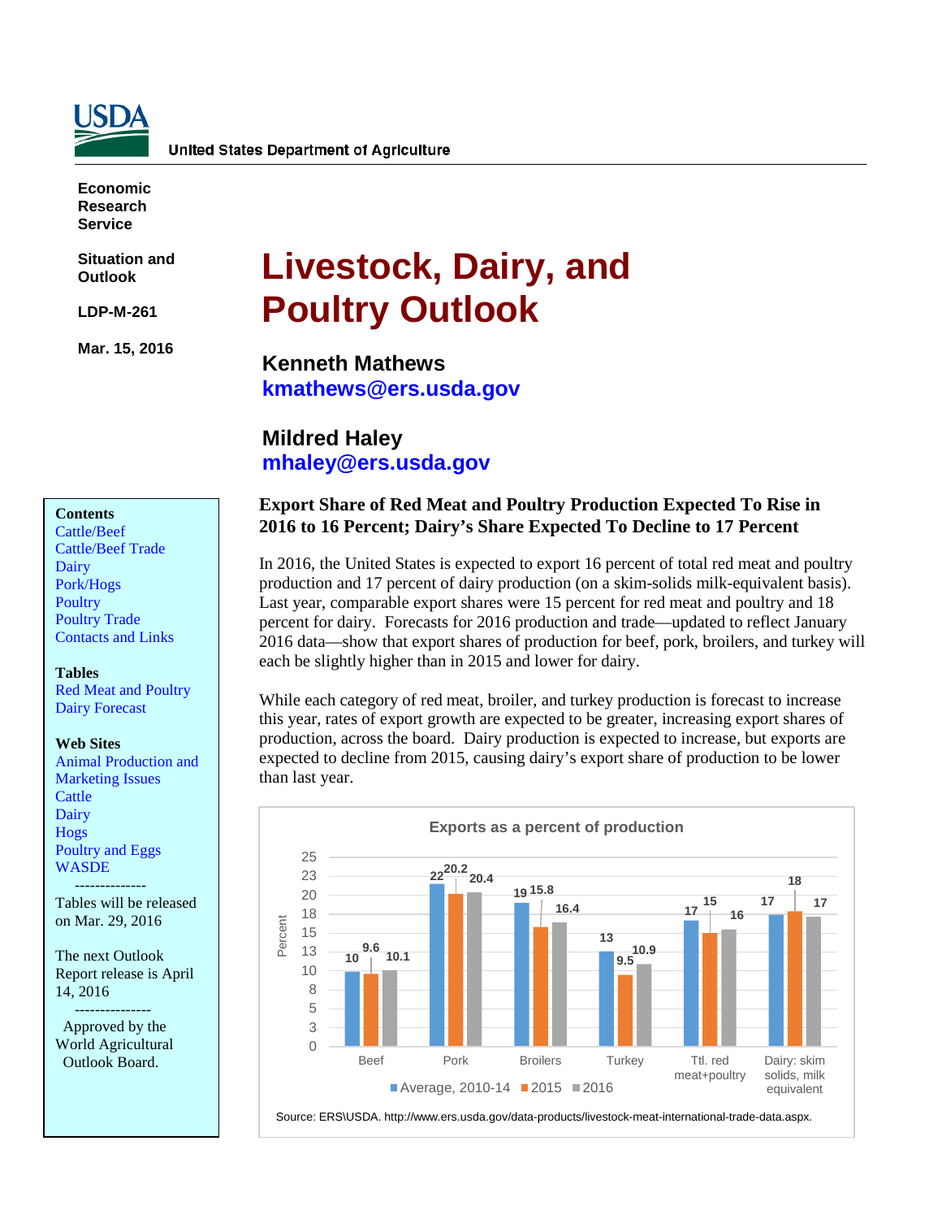USDA

United States Department of Agriculture

**Economic Research Service**

**Situation and Outlook**

**LDP-M-261**

**Mar. 15, 2016**

# Livestock, Dairy, and Poultry Outlook

**Kenneth Mathews**
kmathews@ers.usda.gov

**Mildred Haley**
mhaley@ers.usda.gov

**Contents**
Cattle/Beef
Cattle/Beef Trade
Dairy
Pork/Hogs
Poultry
Poultry Trade
Contacts and Links

**Tables**
Red Meat and Poultry
Dairy Forecast

**Web Sites**
Animal Production and Marketing Issues
Cattle
Dairy
Hogs
Poultry and Eggs
WASDE

--------------

Tables will be released on Mar. 29, 2016

The next Outlook Report release is April 14, 2016

--------------

Approved by the World Agricultural Outlook Board.

## Export Share of Red Meat and Poultry Production Expected To Rise in 2016 to 16 Percent; Dairy's Share Expected To Decline to 17 Percent

In 2016, the United States is expected to export 16 percent of total red meat and poultry production and 17 percent of dairy production (on a skim-solids milk-equivalent basis). Last year, comparable export shares were 15 percent for red meat and poultry and 18 percent for dairy. Forecasts for 2016 production and trade—updated to reflect January 2016 data—show that export shares of production for beef, pork, broilers, and turkey will each be slightly higher than in 2015 and lower for dairy.

While each category of red meat, broiler, and turkey production is forecast to increase this year, rates of export growth are expected to be greater, increasing export shares of production, across the board. Dairy production is expected to increase, but exports are expected to decline from 2015, causing dairy's export share of production to be lower than last year.

**Exports as a percent of production**

| Percent | Average, 2010-14 | 2015 | 2016 |
|---|---|---|---|
| Beef | 10 | 9.6 | 10.1 |
| Pork | 22 | 20.2 | 20.4 |
| Broilers | 19 | 15.8 | 16.4 |
| Turkey | 13 | 9.5 | 10.9 |
| Ttl. red meat+poultry | 17 | 15 | 16 |
| Dairy: skim solids, milk equivalent | 17 | 18 | 17 |

Source: ERS\USDA. http://www.ers.usda.gov/data-products/livestock-meat-international-trade-data.aspx.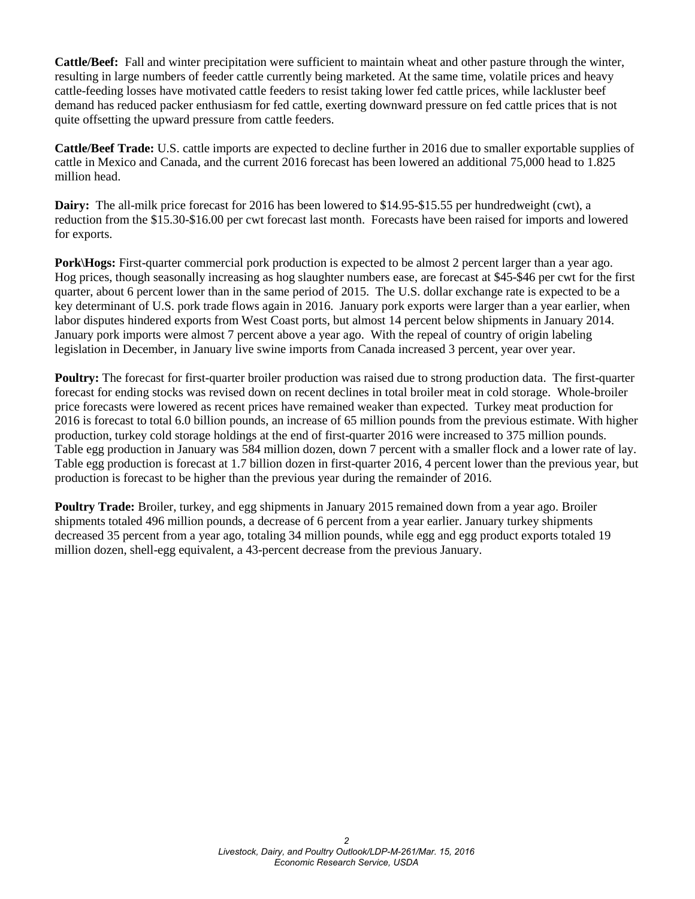**Cattle/Beef:** Fall and winter precipitation were sufficient to maintain wheat and other pasture through the winter, resulting in large numbers of feeder cattle currently being marketed. At the same time, volatile prices and heavy cattle-feeding losses have motivated cattle feeders to resist taking lower fed cattle prices, while lackluster beef demand has reduced packer enthusiasm for fed cattle, exerting downward pressure on fed cattle prices that is not quite offsetting the upward pressure from cattle feeders.

**Cattle/Beef Trade:** U.S. cattle imports are expected to decline further in 2016 due to smaller exportable supplies of cattle in Mexico and Canada, and the current 2016 forecast has been lowered an additional 75,000 head to 1.825 million head.

**Dairy:** The all-milk price forecast for 2016 has been lowered to $14.95-$15.55 per hundredweight (cwt), a reduction from the $15.30-$16.00 per cwt forecast last month. Forecasts have been raised for imports and lowered for exports.

**Pork\Hogs:** First-quarter commercial pork production is expected to be almost 2 percent larger than a year ago. Hog prices, though seasonally increasing as hog slaughter numbers ease, are forecast at $45-$46 per cwt for the first quarter, about 6 percent lower than in the same period of 2015. The U.S. dollar exchange rate is expected to be a key determinant of U.S. pork trade flows again in 2016. January pork exports were larger than a year earlier, when labor disputes hindered exports from West Coast ports, but almost 14 percent below shipments in January 2014. January pork imports were almost 7 percent above a year ago. With the repeal of country of origin labeling legislation in December, in January live swine imports from Canada increased 3 percent, year over year.

**Poultry:** The forecast for first-quarter broiler production was raised due to strong production data. The first-quarter forecast for ending stocks was revised down on recent declines in total broiler meat in cold storage. Whole-broiler price forecasts were lowered as recent prices have remained weaker than expected. Turkey meat production for 2016 is forecast to total 6.0 billion pounds, an increase of 65 million pounds from the previous estimate. With higher production, turkey cold storage holdings at the end of first-quarter 2016 were increased to 375 million pounds. Table egg production in January was 584 million dozen, down 7 percent with a smaller flock and a lower rate of lay. Table egg production is forecast at 1.7 billion dozen in first-quarter 2016, 4 percent lower than the previous year, but production is forecast to be higher than the previous year during the remainder of 2016.

**Poultry Trade:** Broiler, turkey, and egg shipments in January 2015 remained down from a year ago. Broiler shipments totaled 496 million pounds, a decrease of 6 percent from a year earlier. January turkey shipments decreased 35 percent from a year ago, totaling 34 million pounds, while egg and egg product exports totaled 19 million dozen, shell-egg equivalent, a 43-percent decrease from the previous January.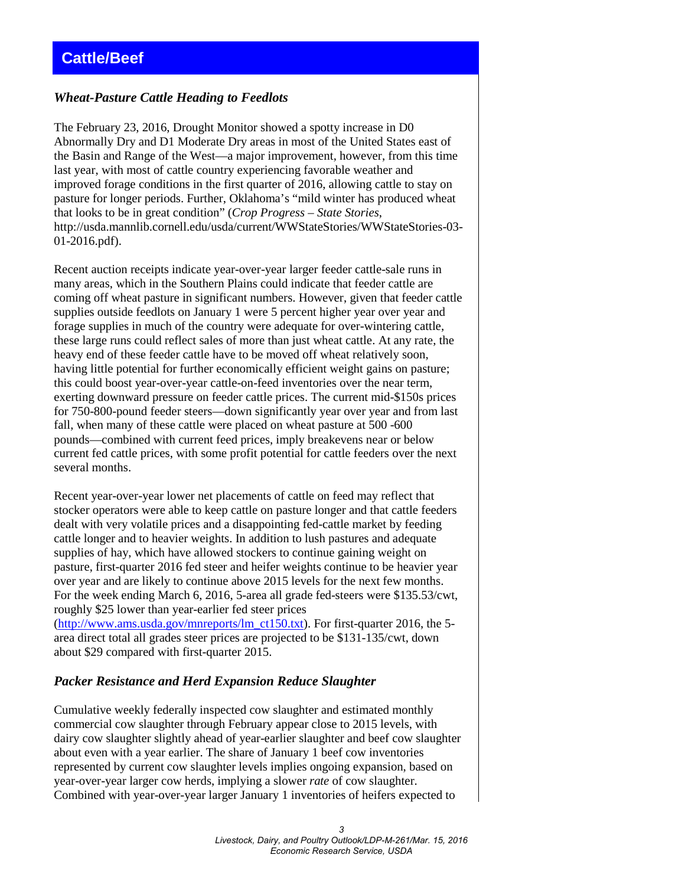## Cattle/Beef

### *Wheat-Pasture Cattle Heading to Feedlots*

The February 23, 2016, Drought Monitor showed a spotty increase in D0 Abnormally Dry and D1 Moderate Dry areas in most of the United States east of the Basin and Range of the West—a major improvement, however, from this time last year, with most of cattle country experiencing favorable weather and improved forage conditions in the first quarter of 2016, allowing cattle to stay on pasture for longer periods. Further, Oklahoma's "mild winter has produced wheat that looks to be in great condition" (*Crop Progress – State Stories*, http://usda.mannlib.cornell.edu/usda/current/WWStateStories/WWStateStories-03-01-2016.pdf).

Recent auction receipts indicate year-over-year larger feeder cattle-sale runs in many areas, which in the Southern Plains could indicate that feeder cattle are coming off wheat pasture in significant numbers. However, given that feeder cattle supplies outside feedlots on January 1 were 5 percent higher year over year and forage supplies in much of the country were adequate for over-wintering cattle, these large runs could reflect sales of more than just wheat cattle. At any rate, the heavy end of these feeder cattle have to be moved off wheat relatively soon, having little potential for further economically efficient weight gains on pasture; this could boost year-over-year cattle-on-feed inventories over the near term, exerting downward pressure on feeder cattle prices. The current mid-$150s prices for 750-800-pound feeder steers—down significantly year over year and from last fall, when many of these cattle were placed on wheat pasture at 500 -600 pounds—combined with current feed prices, imply breakevens near or below current fed cattle prices, with some profit potential for cattle feeders over the next several months.

Recent year-over-year lower net placements of cattle on feed may reflect that stocker operators were able to keep cattle on pasture longer and that cattle feeders dealt with very volatile prices and a disappointing fed-cattle market by feeding cattle longer and to heavier weights. In addition to lush pastures and adequate supplies of hay, which have allowed stockers to continue gaining weight on pasture, first-quarter 2016 fed steer and heifer weights continue to be heavier year over year and are likely to continue above 2015 levels for the next few months. For the week ending March 6, 2016, 5-area all grade fed-steers were $135.53/cwt, roughly $25 lower than year-earlier fed steer prices (http://www.ams.usda.gov/mnreports/lm_ct150.txt). For first-quarter 2016, the 5-area direct total all grades steer prices are projected to be $131-135/cwt, down about $29 compared with first-quarter 2015.

### *Packer Resistance and Herd Expansion Reduce Slaughter*

Cumulative weekly federally inspected cow slaughter and estimated monthly commercial cow slaughter through February appear close to 2015 levels, with dairy cow slaughter slightly ahead of year-earlier slaughter and beef cow slaughter about even with a year earlier. The share of January 1 beef cow inventories represented by current cow slaughter levels implies ongoing expansion, based on year-over-year larger cow herds, implying a slower *rate* of cow slaughter. Combined with year-over-year larger January 1 inventories of heifers expected to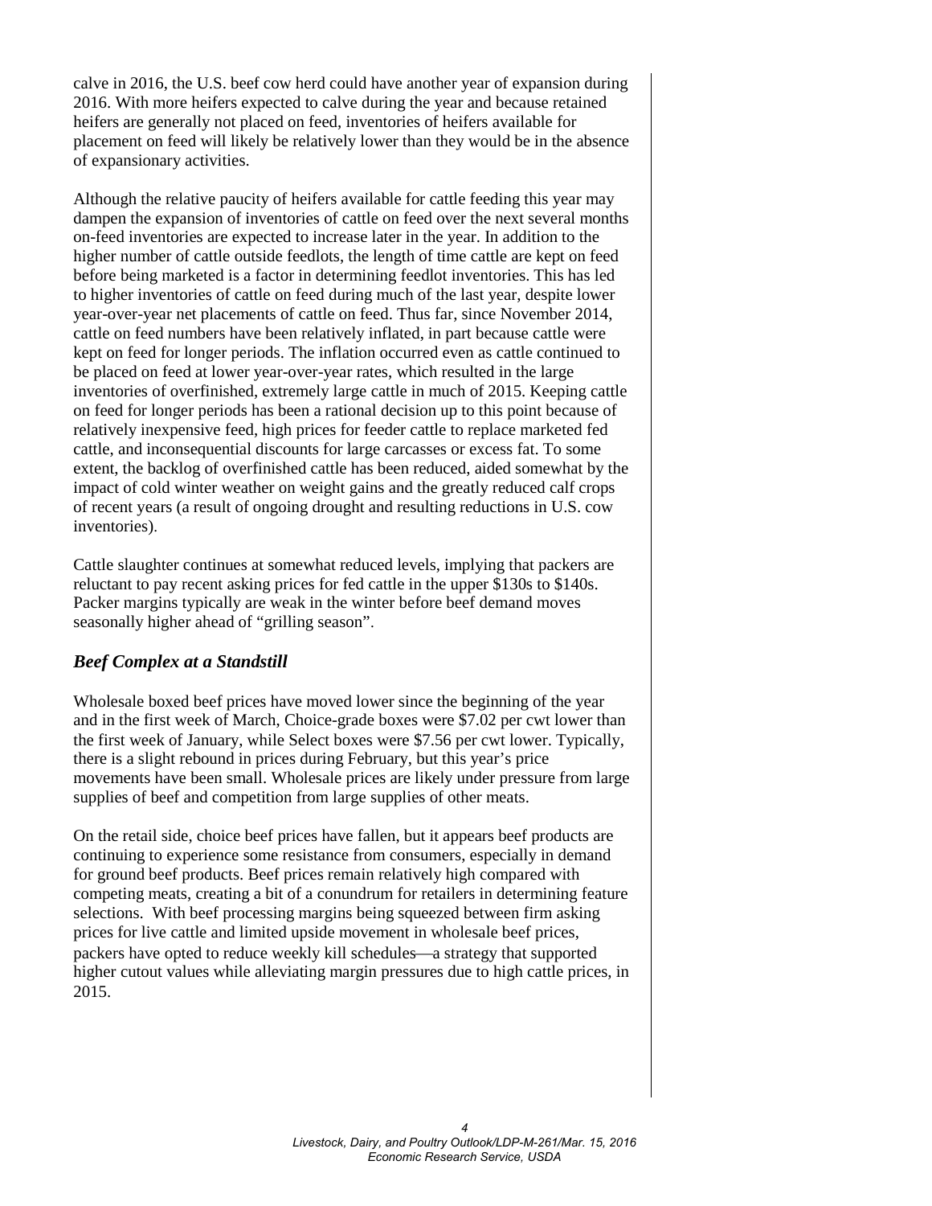calve in 2016, the U.S. beef cow herd could have another year of expansion during 2016. With more heifers expected to calve during the year and because retained heifers are generally not placed on feed, inventories of heifers available for placement on feed will likely be relatively lower than they would be in the absence of expansionary activities.

Although the relative paucity of heifers available for cattle feeding this year may dampen the expansion of inventories of cattle on feed over the next several months on-feed inventories are expected to increase later in the year. In addition to the higher number of cattle outside feedlots, the length of time cattle are kept on feed before being marketed is a factor in determining feedlot inventories. This has led to higher inventories of cattle on feed during much of the last year, despite lower year-over-year net placements of cattle on feed. Thus far, since November 2014, cattle on feed numbers have been relatively inflated, in part because cattle were kept on feed for longer periods. The inflation occurred even as cattle continued to be placed on feed at lower year-over-year rates, which resulted in the large inventories of overfinished, extremely large cattle in much of 2015. Keeping cattle on feed for longer periods has been a rational decision up to this point because of relatively inexpensive feed, high prices for feeder cattle to replace marketed fed cattle, and inconsequential discounts for large carcasses or excess fat. To some extent, the backlog of overfinished cattle has been reduced, aided somewhat by the impact of cold winter weather on weight gains and the greatly reduced calf crops of recent years (a result of ongoing drought and resulting reductions in U.S. cow inventories).

Cattle slaughter continues at somewhat reduced levels, implying that packers are reluctant to pay recent asking prices for fed cattle in the upper $130s to $140s. Packer margins typically are weak in the winter before beef demand moves seasonally higher ahead of "grilling season".

### *Beef Complex at a Standstill*

Wholesale boxed beef prices have moved lower since the beginning of the year and in the first week of March, Choice-grade boxes were $7.02 per cwt lower than the first week of January, while Select boxes were $7.56 per cwt lower. Typically, there is a slight rebound in prices during February, but this year's price movements have been small. Wholesale prices are likely under pressure from large supplies of beef and competition from large supplies of other meats.

On the retail side, choice beef prices have fallen, but it appears beef products are continuing to experience some resistance from consumers, especially in demand for ground beef products. Beef prices remain relatively high compared with competing meats, creating a bit of a conundrum for retailers in determining feature selections. With beef processing margins being squeezed between firm asking prices for live cattle and limited upside movement in wholesale beef prices, packers have opted to reduce weekly kill schedules—a strategy that supported higher cutout values while alleviating margin pressures due to high cattle prices, in 2015.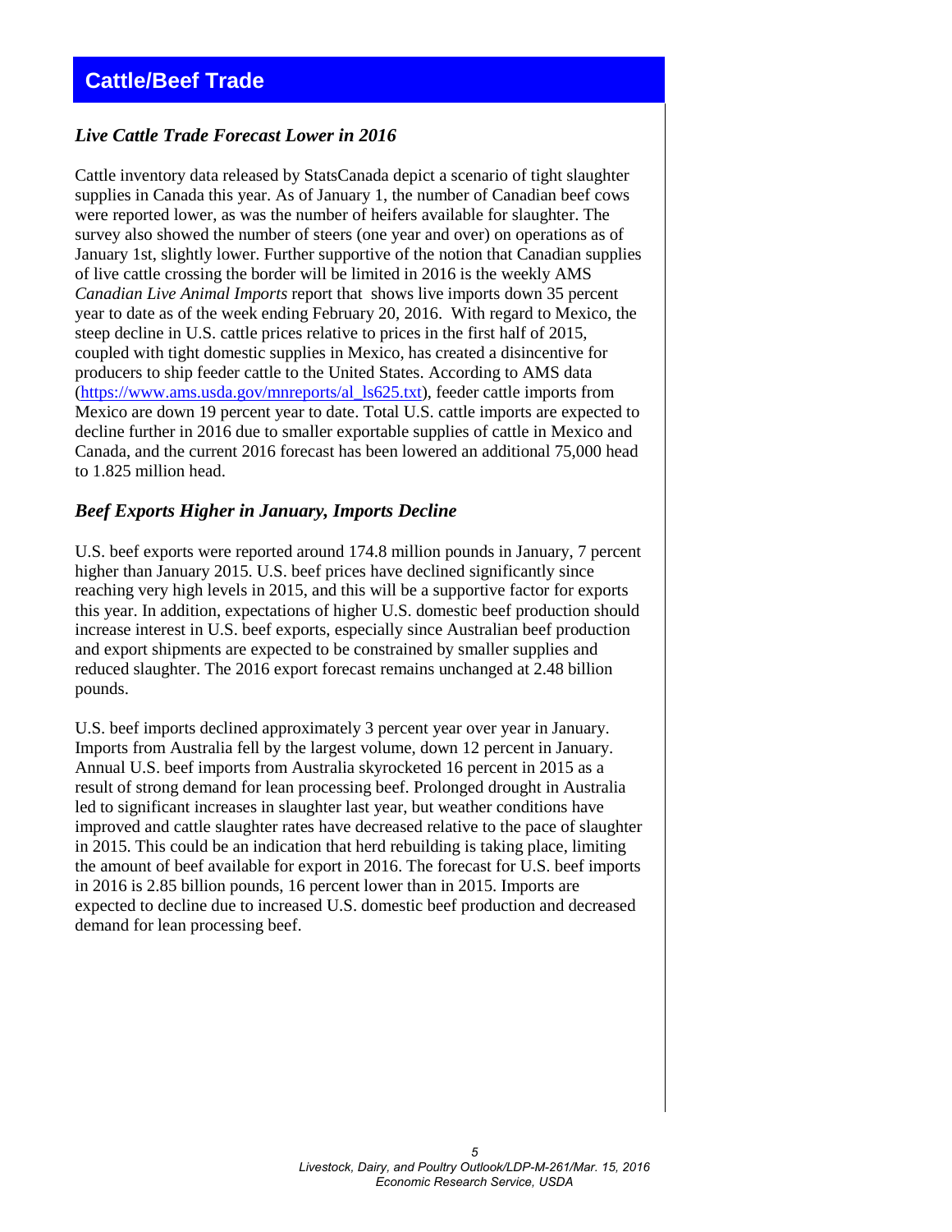## Cattle/Beef Trade

### *Live Cattle Trade Forecast Lower in 2016*

Cattle inventory data released by StatsCanada depict a scenario of tight slaughter supplies in Canada this year. As of January 1, the number of Canadian beef cows were reported lower, as was the number of heifers available for slaughter. The survey also showed the number of steers (one year and over) on operations as of January 1st, slightly lower. Further supportive of the notion that Canadian supplies of live cattle crossing the border will be limited in 2016 is the weekly AMS *Canadian Live Animal Imports* report that shows live imports down 35 percent year to date as of the week ending February 20, 2016. With regard to Mexico, the steep decline in U.S. cattle prices relative to prices in the first half of 2015, coupled with tight domestic supplies in Mexico, has created a disincentive for producers to ship feeder cattle to the United States. According to AMS data (https://www.ams.usda.gov/mnreports/al_ls625.txt), feeder cattle imports from Mexico are down 19 percent year to date. Total U.S. cattle imports are expected to decline further in 2016 due to smaller exportable supplies of cattle in Mexico and Canada, and the current 2016 forecast has been lowered an additional 75,000 head to 1.825 million head.

### *Beef Exports Higher in January, Imports Decline*

U.S. beef exports were reported around 174.8 million pounds in January, 7 percent higher than January 2015. U.S. beef prices have declined significantly since reaching very high levels in 2015, and this will be a supportive factor for exports this year. In addition, expectations of higher U.S. domestic beef production should increase interest in U.S. beef exports, especially since Australian beef production and export shipments are expected to be constrained by smaller supplies and reduced slaughter. The 2016 export forecast remains unchanged at 2.48 billion pounds.

U.S. beef imports declined approximately 3 percent year over year in January. Imports from Australia fell by the largest volume, down 12 percent in January. Annual U.S. beef imports from Australia skyrocketed 16 percent in 2015 as a result of strong demand for lean processing beef. Prolonged drought in Australia led to significant increases in slaughter last year, but weather conditions have improved and cattle slaughter rates have decreased relative to the pace of slaughter in 2015. This could be an indication that herd rebuilding is taking place, limiting the amount of beef available for export in 2016. The forecast for U.S. beef imports in 2016 is 2.85 billion pounds, 16 percent lower than in 2015. Imports are expected to decline due to increased U.S. domestic beef production and decreased demand for lean processing beef.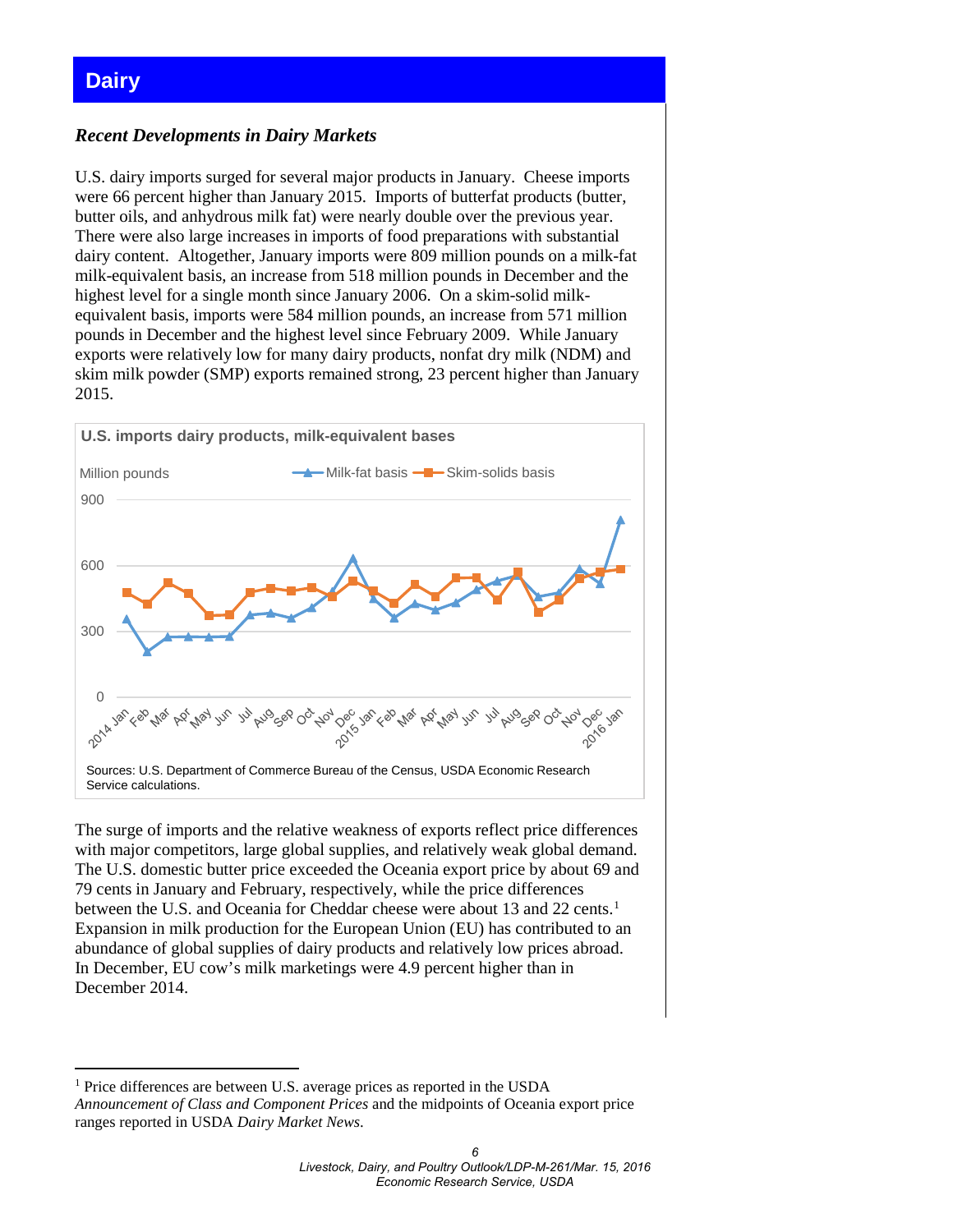# Dairy

## *Recent Developments in Dairy Markets*

U.S. dairy imports surged for several major products in January. Cheese imports were 66 percent higher than January 2015. Imports of butterfat products (butter, butter oils, and anhydrous milk fat) were nearly double over the previous year. There were also large increases in imports of food preparations with substantial dairy content. Altogether, January imports were 809 million pounds on a milk-fat milk-equivalent basis, an increase from 518 million pounds in December and the highest level for a single month since January 2006. On a skim-solid milk-equivalent basis, imports were 584 million pounds, an increase from 571 million pounds in December and the highest level since February 2009. While January exports were relatively low for many dairy products, nonfat dry milk (NDM) and skim milk powder (SMP) exports remained strong, 23 percent higher than January 2015.

**U.S. imports dairy products, milk-equivalent bases**

Million pounds; series: Milk-fat basis, Skim-solids basis (monthly, 2014 Jan – 2016 Jan)

Sources: U.S. Department of Commerce Bureau of the Census, USDA Economic Research Service calculations.

The surge of imports and the relative weakness of exports reflect price differences with major competitors, large global supplies, and relatively weak global demand. The U.S. domestic butter price exceeded the Oceania export price by about 69 and 79 cents in January and February, respectively, while the price differences between the U.S. and Oceania for Cheddar cheese were about 13 and 22 cents.[1] Expansion in milk production for the European Union (EU) has contributed to an abundance of global supplies of dairy products and relatively low prices abroad. In December, EU cow's milk marketings were 4.9 percent higher than in December 2014.

---

[1] Price differences are between U.S. average prices as reported in the USDA *Announcement of Class and Component Prices* and the midpoints of Oceania export price ranges reported in USDA *Dairy Market News.*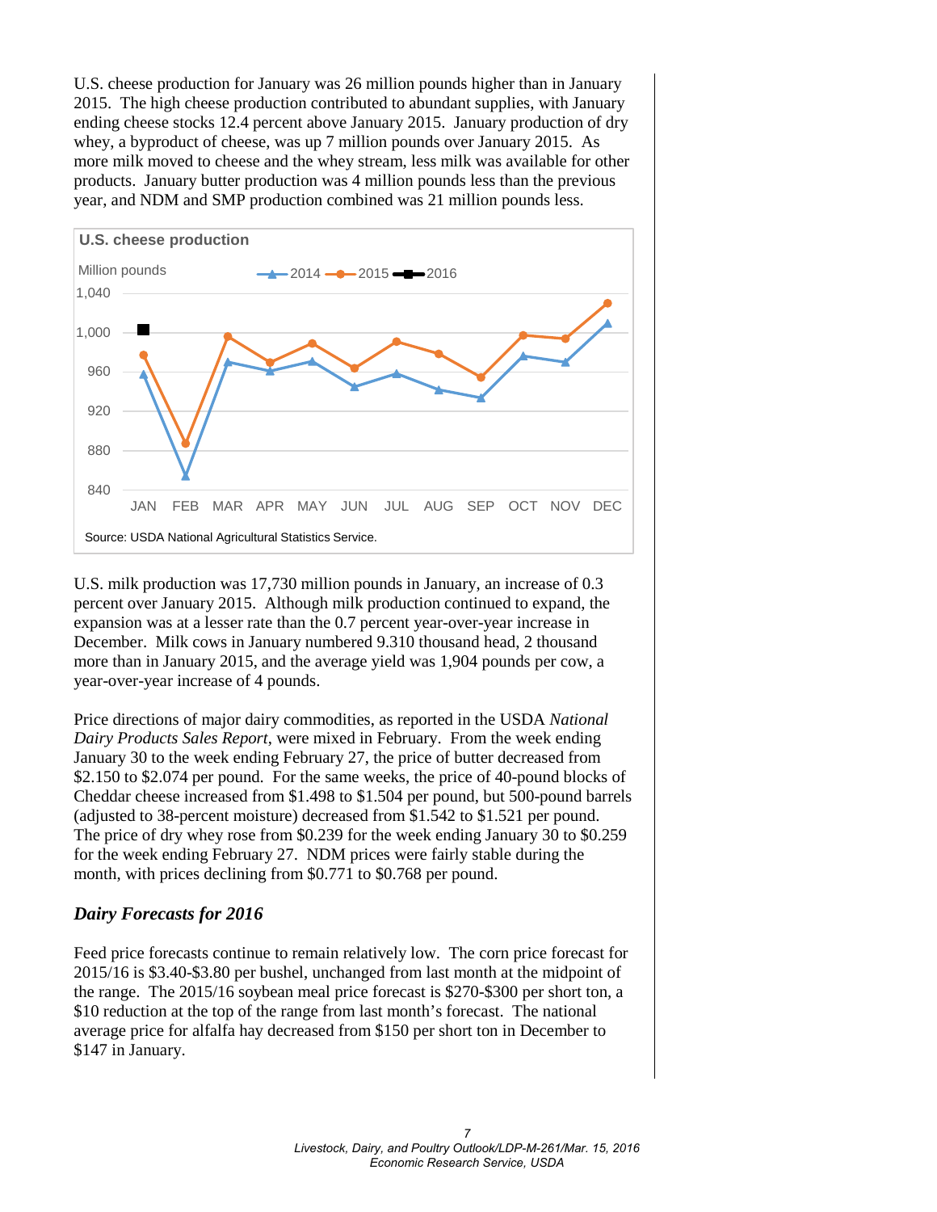U.S. cheese production for January was 26 million pounds higher than in January 2015. The high cheese production contributed to abundant supplies, with January ending cheese stocks 12.4 percent above January 2015. January production of dry whey, a byproduct of cheese, was up 7 million pounds over January 2015. As more milk moved to cheese and the whey stream, less milk was available for other products. January butter production was 4 million pounds less than the previous year, and NDM and SMP production combined was 21 million pounds less.

**U.S. cheese production**

Million pounds

Legend: 2014, 2015, 2016

Source: USDA National Agricultural Statistics Service.

U.S. milk production was 17,730 million pounds in January, an increase of 0.3 percent over January 2015. Although milk production continued to expand, the expansion was at a lesser rate than the 0.7 percent year-over-year increase in December. Milk cows in January numbered 9.310 thousand head, 2 thousand more than in January 2015, and the average yield was 1,904 pounds per cow, a year-over-year increase of 4 pounds.

Price directions of major dairy commodities, as reported in the USDA *National Dairy Products Sales Report*, were mixed in February. From the week ending January 30 to the week ending February 27, the price of butter decreased from $2.150 to $2.074 per pound. For the same weeks, the price of 40-pound blocks of Cheddar cheese increased from $1.498 to $1.504 per pound, but 500-pound barrels (adjusted to 38-percent moisture) decreased from $1.542 to $1.521 per pound. The price of dry whey rose from $0.239 for the week ending January 30 to $0.259 for the week ending February 27. NDM prices were fairly stable during the month, with prices declining from $0.771 to $0.768 per pound.

## *Dairy Forecasts for 2016*

Feed price forecasts continue to remain relatively low. The corn price forecast for 2015/16 is $3.40-$3.80 per bushel, unchanged from last month at the midpoint of the range. The 2015/16 soybean meal price forecast is $270-$300 per short ton, a $10 reduction at the top of the range from last month's forecast. The national average price for alfalfa hay decreased from $150 per short ton in December to $147 in January.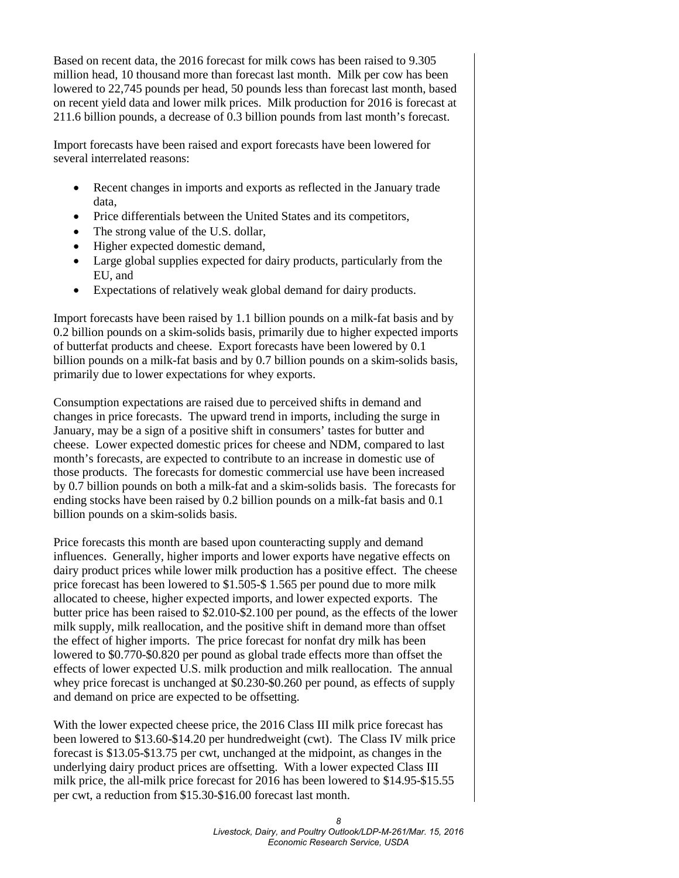Based on recent data, the 2016 forecast for milk cows has been raised to 9.305 million head, 10 thousand more than forecast last month. Milk per cow has been lowered to 22,745 pounds per head, 50 pounds less than forecast last month, based on recent yield data and lower milk prices. Milk production for 2016 is forecast at 211.6 billion pounds, a decrease of 0.3 billion pounds from last month's forecast.

Import forecasts have been raised and export forecasts have been lowered for several interrelated reasons:

- Recent changes in imports and exports as reflected in the January trade data,
- Price differentials between the United States and its competitors,
- The strong value of the U.S. dollar,
- Higher expected domestic demand,
- Large global supplies expected for dairy products, particularly from the EU, and
- Expectations of relatively weak global demand for dairy products.

Import forecasts have been raised by 1.1 billion pounds on a milk-fat basis and by 0.2 billion pounds on a skim-solids basis, primarily due to higher expected imports of butterfat products and cheese. Export forecasts have been lowered by 0.1 billion pounds on a milk-fat basis and by 0.7 billion pounds on a skim-solids basis, primarily due to lower expectations for whey exports.

Consumption expectations are raised due to perceived shifts in demand and changes in price forecasts. The upward trend in imports, including the surge in January, may be a sign of a positive shift in consumers' tastes for butter and cheese. Lower expected domestic prices for cheese and NDM, compared to last month's forecasts, are expected to contribute to an increase in domestic use of those products. The forecasts for domestic commercial use have been increased by 0.7 billion pounds on both a milk-fat and a skim-solids basis. The forecasts for ending stocks have been raised by 0.2 billion pounds on a milk-fat basis and 0.1 billion pounds on a skim-solids basis.

Price forecasts this month are based upon counteracting supply and demand influences. Generally, higher imports and lower exports have negative effects on dairy product prices while lower milk production has a positive effect. The cheese price forecast has been lowered to $1.505-$ 1.565 per pound due to more milk allocated to cheese, higher expected imports, and lower expected exports. The butter price has been raised to $2.010-$2.100 per pound, as the effects of the lower milk supply, milk reallocation, and the positive shift in demand more than offset the effect of higher imports. The price forecast for nonfat dry milk has been lowered to $0.770-$0.820 per pound as global trade effects more than offset the effects of lower expected U.S. milk production and milk reallocation. The annual whey price forecast is unchanged at $0.230-$0.260 per pound, as effects of supply and demand on price are expected to be offsetting.

With the lower expected cheese price, the 2016 Class III milk price forecast has been lowered to $13.60-$14.20 per hundredweight (cwt). The Class IV milk price forecast is $13.05-$13.75 per cwt, unchanged at the midpoint, as changes in the underlying dairy product prices are offsetting. With a lower expected Class III milk price, the all-milk price forecast for 2016 has been lowered to $14.95-$15.55 per cwt, a reduction from $15.30-$16.00 forecast last month.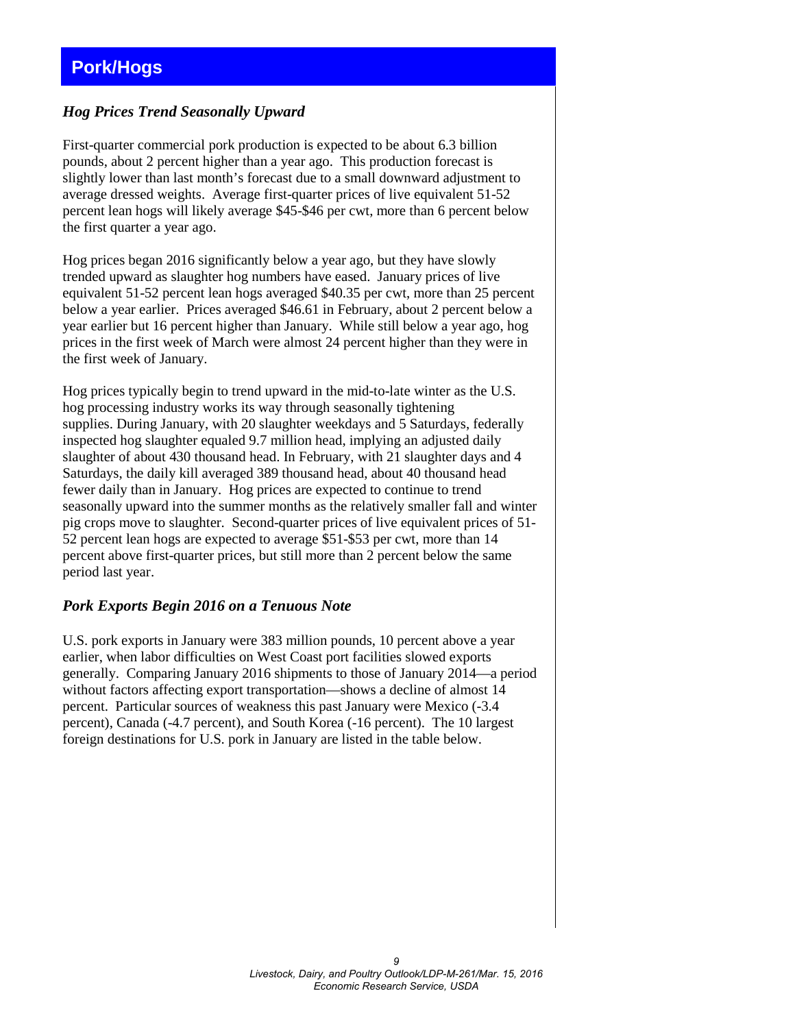# Pork/Hogs

### *Hog Prices Trend Seasonally Upward*

First-quarter commercial pork production is expected to be about 6.3 billion pounds, about 2 percent higher than a year ago. This production forecast is slightly lower than last month's forecast due to a small downward adjustment to average dressed weights. Average first-quarter prices of live equivalent 51-52 percent lean hogs will likely average $45-$46 per cwt, more than 6 percent below the first quarter a year ago.

Hog prices began 2016 significantly below a year ago, but they have slowly trended upward as slaughter hog numbers have eased. January prices of live equivalent 51-52 percent lean hogs averaged $40.35 per cwt, more than 25 percent below a year earlier. Prices averaged $46.61 in February, about 2 percent below a year earlier but 16 percent higher than January. While still below a year ago, hog prices in the first week of March were almost 24 percent higher than they were in the first week of January.

Hog prices typically begin to trend upward in the mid-to-late winter as the U.S. hog processing industry works its way through seasonally tightening supplies. During January, with 20 slaughter weekdays and 5 Saturdays, federally inspected hog slaughter equaled 9.7 million head, implying an adjusted daily slaughter of about 430 thousand head. In February, with 21 slaughter days and 4 Saturdays, the daily kill averaged 389 thousand head, about 40 thousand head fewer daily than in January. Hog prices are expected to continue to trend seasonally upward into the summer months as the relatively smaller fall and winter pig crops move to slaughter. Second-quarter prices of live equivalent prices of 51-52 percent lean hogs are expected to average $51-$53 per cwt, more than 14 percent above first-quarter prices, but still more than 2 percent below the same period last year.

### *Pork Exports Begin 2016 on a Tenuous Note*

U.S. pork exports in January were 383 million pounds, 10 percent above a year earlier, when labor difficulties on West Coast port facilities slowed exports generally. Comparing January 2016 shipments to those of January 2014—a period without factors affecting export transportation—shows a decline of almost 14 percent. Particular sources of weakness this past January were Mexico (-3.4 percent), Canada (-4.7 percent), and South Korea (-16 percent). The 10 largest foreign destinations for U.S. pork in January are listed in the table below.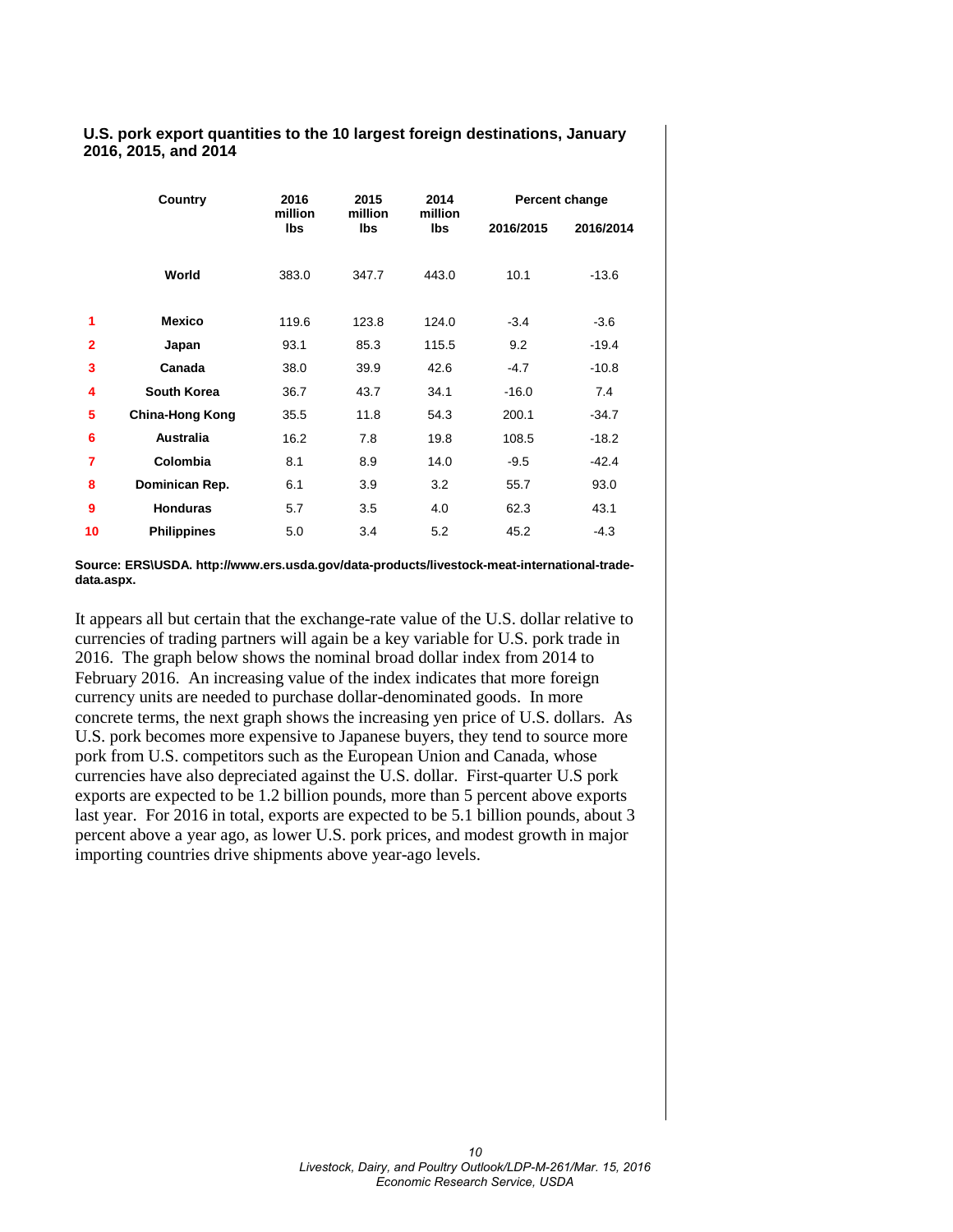**U.S. pork export quantities to the 10 largest foreign destinations, January 2016, 2015, and 2014**

| | Country | 2016 million lbs | 2015 million lbs | 2014 million lbs | Percent change 2016/2015 | Percent change 2016/2014 |
|---|---|---|---|---|---|---|
| | **World** | 383.0 | 347.7 | 443.0 | 10.1 | -13.6 |
| 1 | **Mexico** | 119.6 | 123.8 | 124.0 | -3.4 | -3.6 |
| 2 | **Japan** | 93.1 | 85.3 | 115.5 | 9.2 | -19.4 |
| 3 | **Canada** | 38.0 | 39.9 | 42.6 | -4.7 | -10.8 |
| 4 | **South Korea** | 36.7 | 43.7 | 34.1 | -16.0 | 7.4 |
| 5 | **China-Hong Kong** | 35.5 | 11.8 | 54.3 | 200.1 | -34.7 |
| 6 | **Australia** | 16.2 | 7.8 | 19.8 | 108.5 | -18.2 |
| 7 | **Colombia** | 8.1 | 8.9 | 14.0 | -9.5 | -42.4 |
| 8 | **Dominican Rep.** | 6.1 | 3.9 | 3.2 | 55.7 | 93.0 |
| 9 | **Honduras** | 5.7 | 3.5 | 4.0 | 62.3 | 43.1 |
| 10 | **Philippines** | 5.0 | 3.4 | 5.2 | 45.2 | -4.3 |

**Source: ERS\USDA. http://www.ers.usda.gov/data-products/livestock-meat-international-trade-data.aspx.**

It appears all but certain that the exchange-rate value of the U.S. dollar relative to currencies of trading partners will again be a key variable for U.S. pork trade in 2016. The graph below shows the nominal broad dollar index from 2014 to February 2016. An increasing value of the index indicates that more foreign currency units are needed to purchase dollar-denominated goods. In more concrete terms, the next graph shows the increasing yen price of U.S. dollars. As U.S. pork becomes more expensive to Japanese buyers, they tend to source more pork from U.S. competitors such as the European Union and Canada, whose currencies have also depreciated against the U.S. dollar. First-quarter U.S pork exports are expected to be 1.2 billion pounds, more than 5 percent above exports last year. For 2016 in total, exports are expected to be 5.1 billion pounds, about 3 percent above a year ago, as lower U.S. pork prices, and modest growth in major importing countries drive shipments above year-ago levels.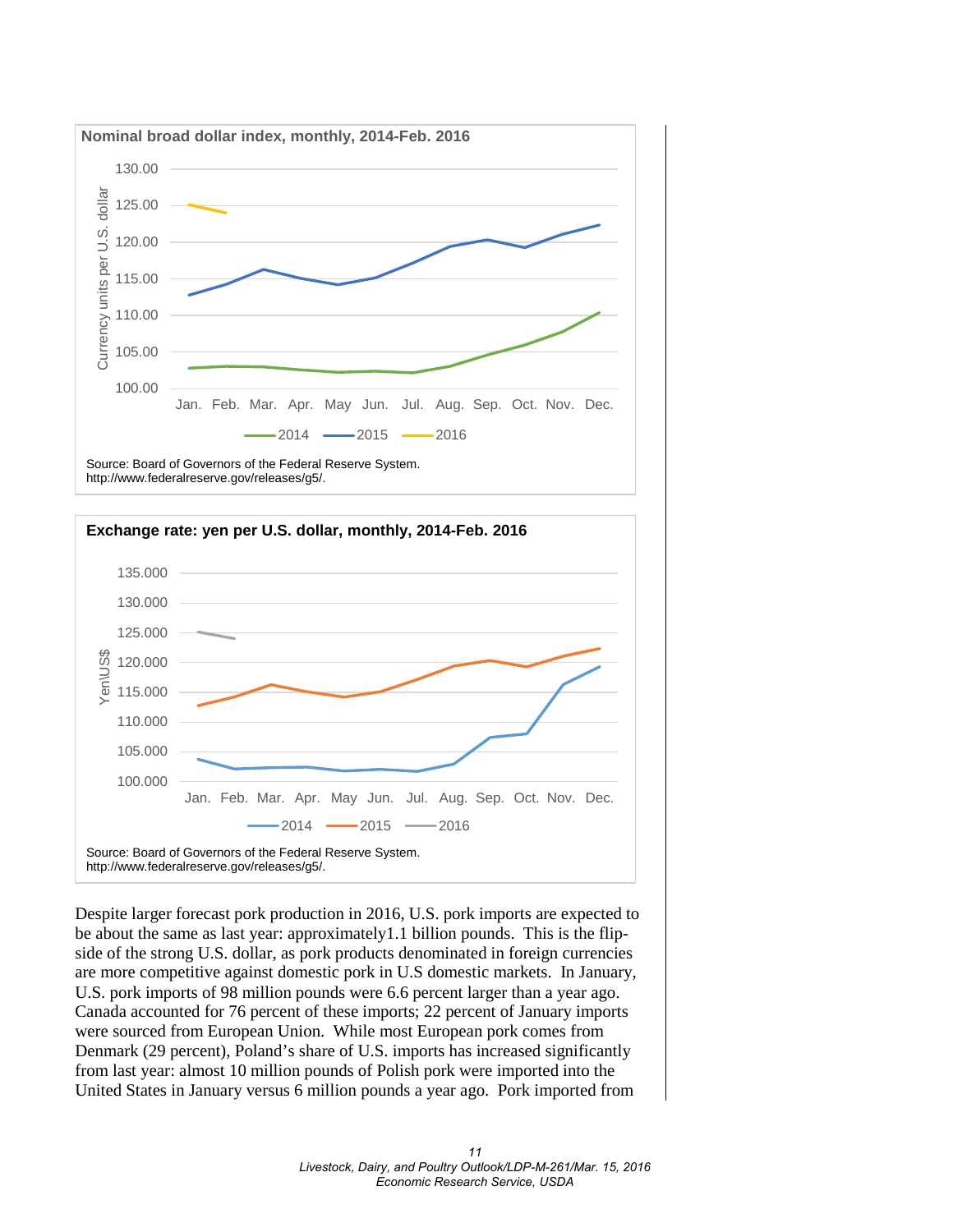**Nominal broad dollar index, monthly, 2014-Feb. 2016**

Source: Board of Governors of the Federal Reserve System. http://www.federalreserve.gov/releases/g5/.

**Exchange rate: yen per U.S. dollar, monthly, 2014-Feb. 2016**

Source: Board of Governors of the Federal Reserve System. http://www.federalreserve.gov/releases/g5/.

Despite larger forecast pork production in 2016, U.S. pork imports are expected to be about the same as last year: approximately1.1 billion pounds. This is the flip-side of the strong U.S. dollar, as pork products denominated in foreign currencies are more competitive against domestic pork in U.S domestic markets. In January, U.S. pork imports of 98 million pounds were 6.6 percent larger than a year ago. Canada accounted for 76 percent of these imports; 22 percent of January imports were sourced from European Union. While most European pork comes from Denmark (29 percent), Poland's share of U.S. imports has increased significantly from last year: almost 10 million pounds of Polish pork were imported into the United States in January versus 6 million pounds a year ago. Pork imported from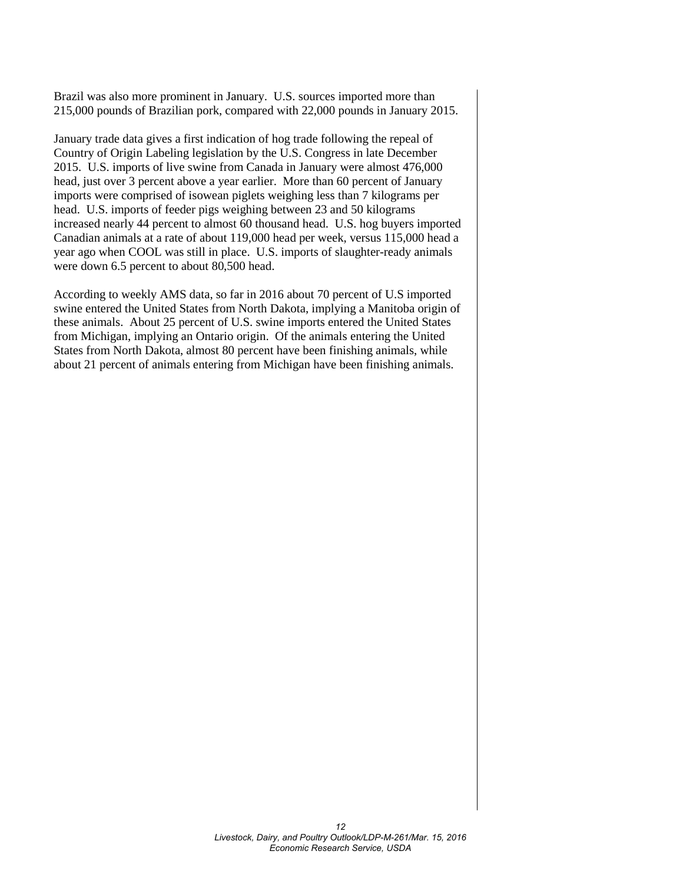Brazil was also more prominent in January. U.S. sources imported more than 215,000 pounds of Brazilian pork, compared with 22,000 pounds in January 2015.

January trade data gives a first indication of hog trade following the repeal of Country of Origin Labeling legislation by the U.S. Congress in late December 2015. U.S. imports of live swine from Canada in January were almost 476,000 head, just over 3 percent above a year earlier. More than 60 percent of January imports were comprised of isowean piglets weighing less than 7 kilograms per head. U.S. imports of feeder pigs weighing between 23 and 50 kilograms increased nearly 44 percent to almost 60 thousand head. U.S. hog buyers imported Canadian animals at a rate of about 119,000 head per week, versus 115,000 head a year ago when COOL was still in place. U.S. imports of slaughter-ready animals were down 6.5 percent to about 80,500 head.

According to weekly AMS data, so far in 2016 about 70 percent of U.S imported swine entered the United States from North Dakota, implying a Manitoba origin of these animals. About 25 percent of U.S. swine imports entered the United States from Michigan, implying an Ontario origin. Of the animals entering the United States from North Dakota, almost 80 percent have been finishing animals, while about 21 percent of animals entering from Michigan have been finishing animals.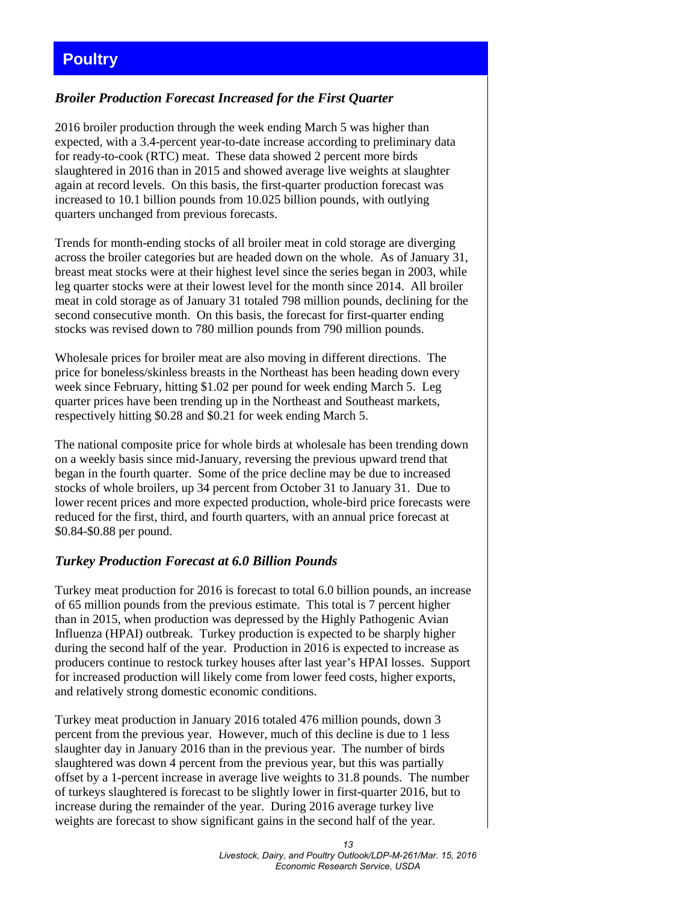# Poultry

### *Broiler Production Forecast Increased for the First Quarter*

2016 broiler production through the week ending March 5 was higher than expected, with a 3.4-percent year-to-date increase according to preliminary data for ready-to-cook (RTC) meat. These data showed 2 percent more birds slaughtered in 2016 than in 2015 and showed average live weights at slaughter again at record levels. On this basis, the first-quarter production forecast was increased to 10.1 billion pounds from 10.025 billion pounds, with outlying quarters unchanged from previous forecasts.

Trends for month-ending stocks of all broiler meat in cold storage are diverging across the broiler categories but are headed down on the whole. As of January 31, breast meat stocks were at their highest level since the series began in 2003, while leg quarter stocks were at their lowest level for the month since 2014. All broiler meat in cold storage as of January 31 totaled 798 million pounds, declining for the second consecutive month. On this basis, the forecast for first-quarter ending stocks was revised down to 780 million pounds from 790 million pounds.

Wholesale prices for broiler meat are also moving in different directions. The price for boneless/skinless breasts in the Northeast has been heading down every week since February, hitting $1.02 per pound for week ending March 5. Leg quarter prices have been trending up in the Northeast and Southeast markets, respectively hitting $0.28 and $0.21 for week ending March 5.

The national composite price for whole birds at wholesale has been trending down on a weekly basis since mid-January, reversing the previous upward trend that began in the fourth quarter. Some of the price decline may be due to increased stocks of whole broilers, up 34 percent from October 31 to January 31. Due to lower recent prices and more expected production, whole-bird price forecasts were reduced for the first, third, and fourth quarters, with an annual price forecast at $0.84-$0.88 per pound.

### *Turkey Production Forecast at 6.0 Billion Pounds*

Turkey meat production for 2016 is forecast to total 6.0 billion pounds, an increase of 65 million pounds from the previous estimate. This total is 7 percent higher than in 2015, when production was depressed by the Highly Pathogenic Avian Influenza (HPAI) outbreak. Turkey production is expected to be sharply higher during the second half of the year. Production in 2016 is expected to increase as producers continue to restock turkey houses after last year's HPAI losses. Support for increased production will likely come from lower feed costs, higher exports, and relatively strong domestic economic conditions.

Turkey meat production in January 2016 totaled 476 million pounds, down 3 percent from the previous year. However, much of this decline is due to 1 less slaughter day in January 2016 than in the previous year. The number of birds slaughtered was down 4 percent from the previous year, but this was partially offset by a 1-percent increase in average live weights to 31.8 pounds. The number of turkeys slaughtered is forecast to be slightly lower in first-quarter 2016, but to increase during the remainder of the year. During 2016 average turkey live weights are forecast to show significant gains in the second half of the year.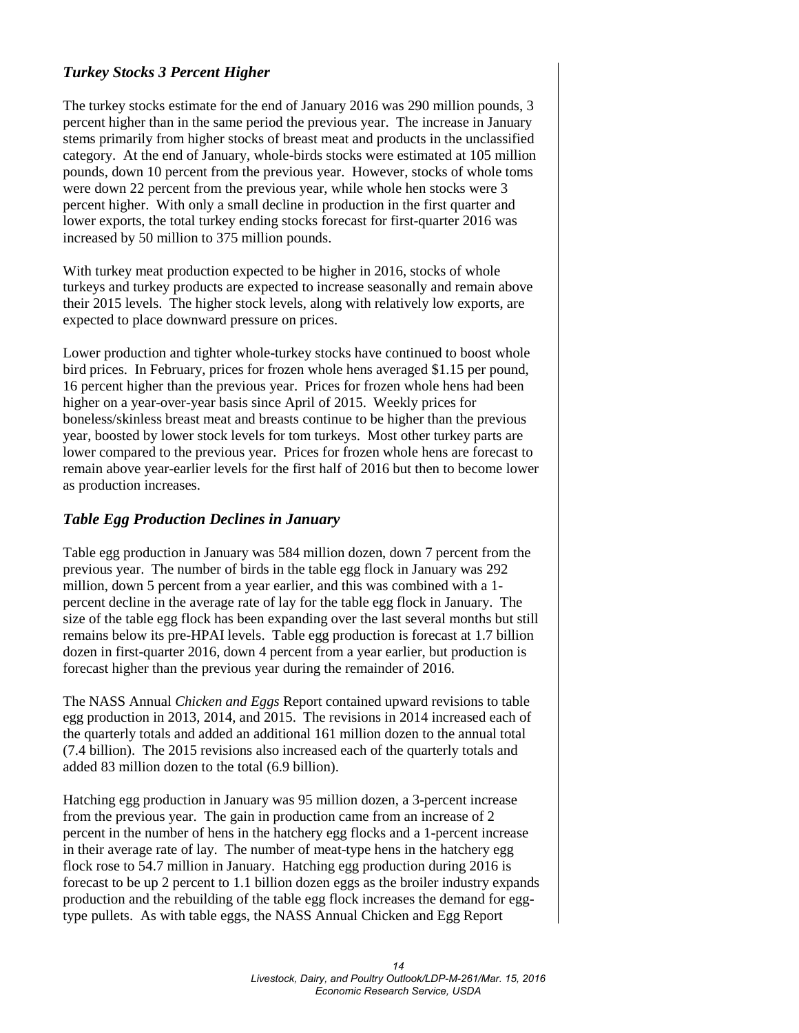### *Turkey Stocks 3 Percent Higher*

The turkey stocks estimate for the end of January 2016 was 290 million pounds, 3 percent higher than in the same period the previous year. The increase in January stems primarily from higher stocks of breast meat and products in the unclassified category. At the end of January, whole-birds stocks were estimated at 105 million pounds, down 10 percent from the previous year. However, stocks of whole toms were down 22 percent from the previous year, while whole hen stocks were 3 percent higher. With only a small decline in production in the first quarter and lower exports, the total turkey ending stocks forecast for first-quarter 2016 was increased by 50 million to 375 million pounds.

With turkey meat production expected to be higher in 2016, stocks of whole turkeys and turkey products are expected to increase seasonally and remain above their 2015 levels. The higher stock levels, along with relatively low exports, are expected to place downward pressure on prices.

Lower production and tighter whole-turkey stocks have continued to boost whole bird prices. In February, prices for frozen whole hens averaged $1.15 per pound, 16 percent higher than the previous year. Prices for frozen whole hens had been higher on a year-over-year basis since April of 2015. Weekly prices for boneless/skinless breast meat and breasts continue to be higher than the previous year, boosted by lower stock levels for tom turkeys. Most other turkey parts are lower compared to the previous year. Prices for frozen whole hens are forecast to remain above year-earlier levels for the first half of 2016 but then to become lower as production increases.

### *Table Egg Production Declines in January*

Table egg production in January was 584 million dozen, down 7 percent from the previous year. The number of birds in the table egg flock in January was 292 million, down 5 percent from a year earlier, and this was combined with a 1-percent decline in the average rate of lay for the table egg flock in January. The size of the table egg flock has been expanding over the last several months but still remains below its pre-HPAI levels. Table egg production is forecast at 1.7 billion dozen in first-quarter 2016, down 4 percent from a year earlier, but production is forecast higher than the previous year during the remainder of 2016.

The NASS Annual *Chicken and Eggs* Report contained upward revisions to table egg production in 2013, 2014, and 2015. The revisions in 2014 increased each of the quarterly totals and added an additional 161 million dozen to the annual total (7.4 billion). The 2015 revisions also increased each of the quarterly totals and added 83 million dozen to the total (6.9 billion).

Hatching egg production in January was 95 million dozen, a 3-percent increase from the previous year. The gain in production came from an increase of 2 percent in the number of hens in the hatchery egg flocks and a 1-percent increase in their average rate of lay. The number of meat-type hens in the hatchery egg flock rose to 54.7 million in January. Hatching egg production during 2016 is forecast to be up 2 percent to 1.1 billion dozen eggs as the broiler industry expands production and the rebuilding of the table egg flock increases the demand for egg-type pullets. As with table eggs, the NASS Annual Chicken and Egg Report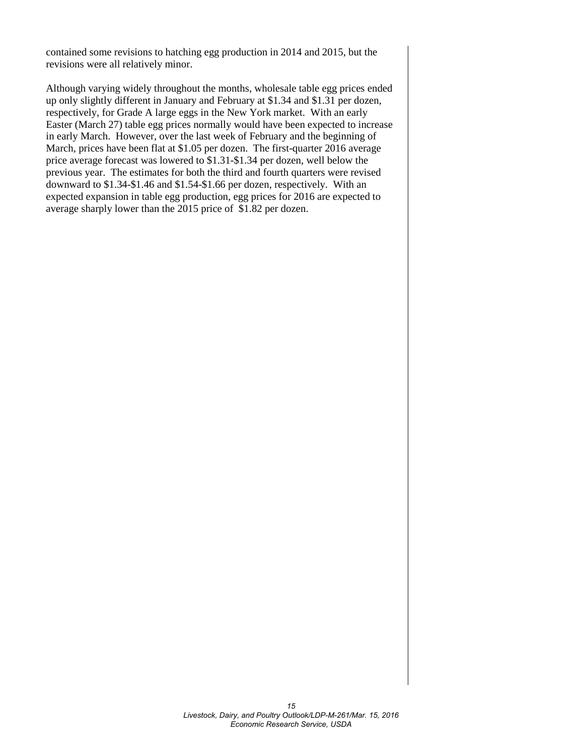contained some revisions to hatching egg production in 2014 and 2015, but the revisions were all relatively minor.

Although varying widely throughout the months, wholesale table egg prices ended up only slightly different in January and February at $1.34 and $1.31 per dozen, respectively, for Grade A large eggs in the New York market. With an early Easter (March 27) table egg prices normally would have been expected to increase in early March. However, over the last week of February and the beginning of March, prices have been flat at $1.05 per dozen. The first-quarter 2016 average price average forecast was lowered to $1.31-$1.34 per dozen, well below the previous year. The estimates for both the third and fourth quarters were revised downward to $1.34-$1.46 and $1.54-$1.66 per dozen, respectively. With an expected expansion in table egg production, egg prices for 2016 are expected to average sharply lower than the 2015 price of $1.82 per dozen.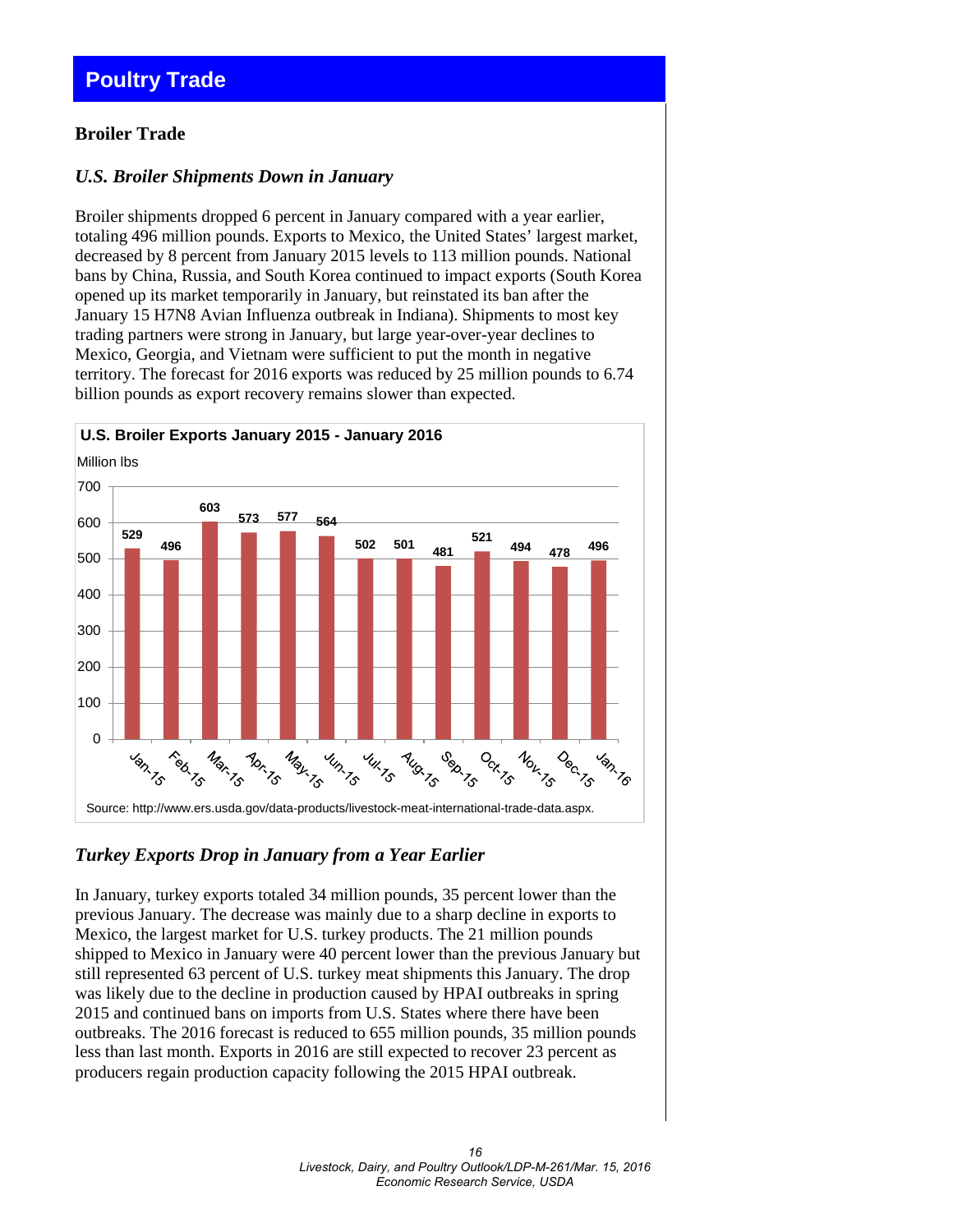# Poultry Trade

## Broiler Trade

### *U.S. Broiler Shipments Down in January*

Broiler shipments dropped 6 percent in January compared with a year earlier, totaling 496 million pounds. Exports to Mexico, the United States' largest market, decreased by 8 percent from January 2015 levels to 113 million pounds. National bans by China, Russia, and South Korea continued to impact exports (South Korea opened up its market temporarily in January, but reinstated its ban after the January 15 H7N8 Avian Influenza outbreak in Indiana). Shipments to most key trading partners were strong in January, but large year-over-year declines to Mexico, Georgia, and Vietnam were sufficient to put the month in negative territory. The forecast for 2016 exports was reduced by 25 million pounds to 6.74 billion pounds as export recovery remains slower than expected.

**U.S. Broiler Exports January 2015 - January 2016**

Million lbs

| Month | Million lbs |
|---|---|
| Jan-15 | 529 |
| Feb-15 | 496 |
| Mar-15 | 603 |
| Apr-15 | 573 |
| May-15 | 577 |
| Jun-15 | 564 |
| Jul-15 | 502 |
| Aug-15 | 501 |
| Sep-15 | 481 |
| Oct-15 | 521 |
| Nov-15 | 494 |
| Dec-15 | 478 |
| Jan-16 | 496 |

Source: http://www.ers.usda.gov/data-products/livestock-meat-international-trade-data.aspx.

### *Turkey Exports Drop in January from a Year Earlier*

In January, turkey exports totaled 34 million pounds, 35 percent lower than the previous January. The decrease was mainly due to a sharp decline in exports to Mexico, the largest market for U.S. turkey products. The 21 million pounds shipped to Mexico in January were 40 percent lower than the previous January but still represented 63 percent of U.S. turkey meat shipments this January. The drop was likely due to the decline in production caused by HPAI outbreaks in spring 2015 and continued bans on imports from U.S. States where there have been outbreaks. The 2016 forecast is reduced to 655 million pounds, 35 million pounds less than last month. Exports in 2016 are still expected to recover 23 percent as producers regain production capacity following the 2015 HPAI outbreak.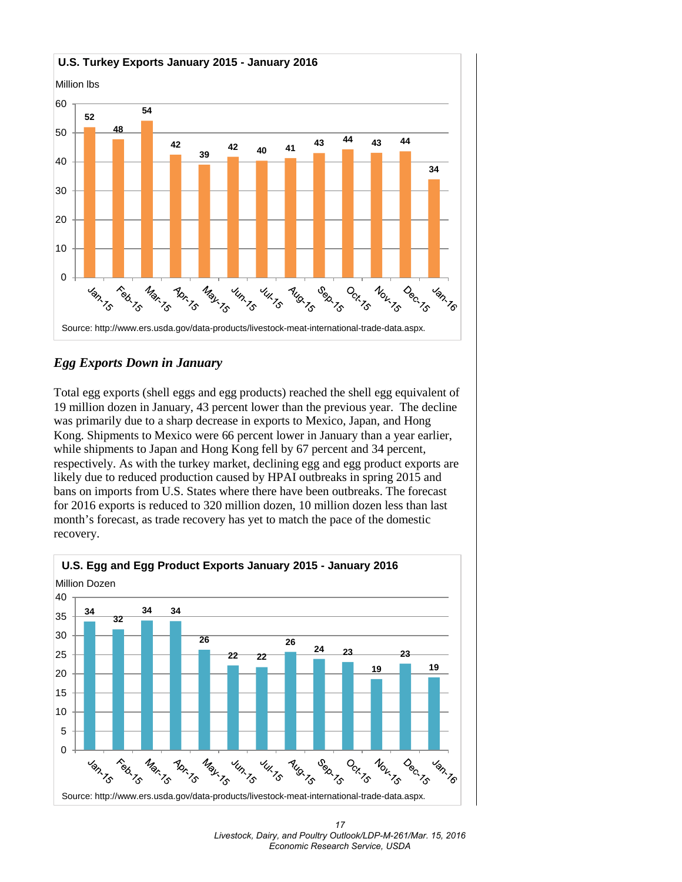**U.S. Turkey Exports January 2015 - January 2016**

Million lbs

| Month | Million lbs |
|---|---|
| Jan-15 | 52 |
| Feb-15 | 48 |
| Mar-15 | 54 |
| Apr-15 | 42 |
| May-15 | 39 |
| Jun-15 | 42 |
| Jul-15 | 40 |
| Aug-15 | 41 |
| Sep-15 | 43 |
| Oct-15 | 44 |
| Nov-15 | 43 |
| Dec-15 | 44 |
| Jan-16 | 34 |

Source: http://www.ers.usda.gov/data-products/livestock-meat-international-trade-data.aspx.

### *Egg Exports Down in January*

Total egg exports (shell eggs and egg products) reached the shell egg equivalent of 19 million dozen in January, 43 percent lower than the previous year. The decline was primarily due to a sharp decrease in exports to Mexico, Japan, and Hong Kong. Shipments to Mexico were 66 percent lower in January than a year earlier, while shipments to Japan and Hong Kong fell by 67 percent and 34 percent, respectively. As with the turkey market, declining egg and egg product exports are likely due to reduced production caused by HPAI outbreaks in spring 2015 and bans on imports from U.S. States where there have been outbreaks. The forecast for 2016 exports is reduced to 320 million dozen, 10 million dozen less than last month's forecast, as trade recovery has yet to match the pace of the domestic recovery.

**U.S. Egg and Egg Product Exports January 2015 - January 2016**

Million Dozen

| Month | Million Dozen |
|---|---|
| Jan-15 | 34 |
| Feb-15 | 32 |
| Mar-15 | 34 |
| Apr-15 | 34 |
| May-15 | 26 |
| Jun-15 | 22 |
| Jul-15 | 22 |
| Aug-15 | 26 |
| Sep-15 | 24 |
| Oct-15 | 23 |
| Nov-15 | 19 |
| Dec-15 | 23 |
| Jan-16 | 19 |

Source: http://www.ers.usda.gov/data-products/livestock-meat-international-trade-data.aspx.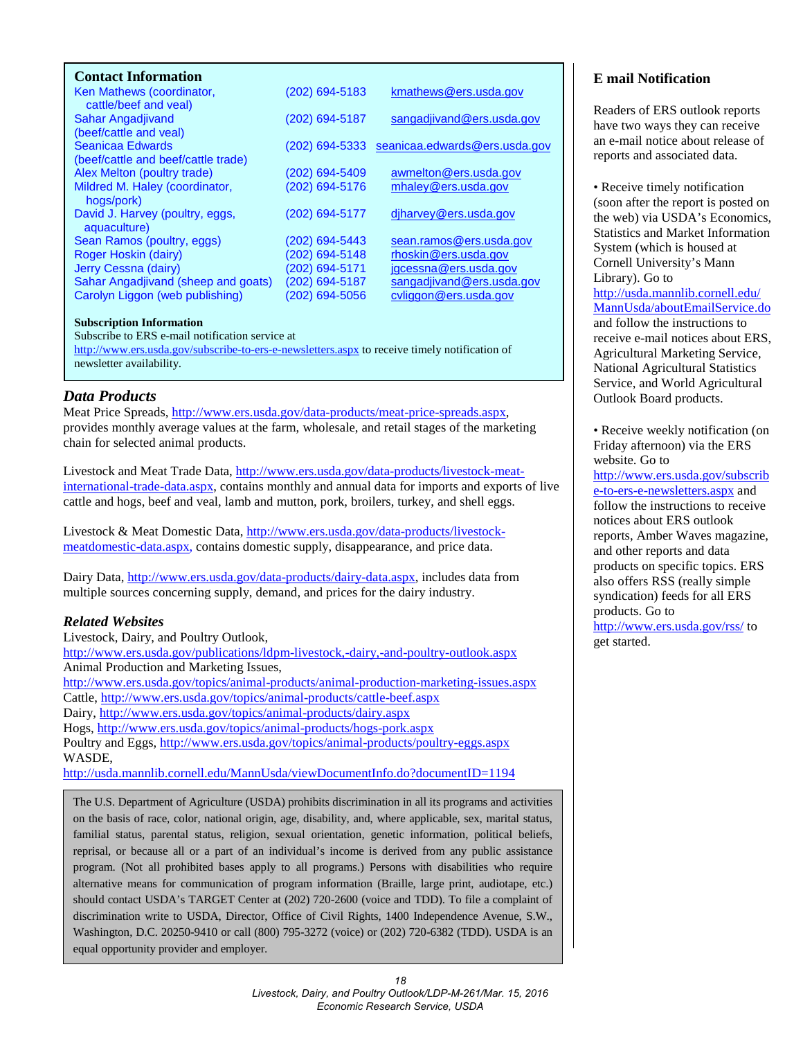## Contact Information

| | | |
|---|---|---|
| Ken Mathews (coordinator, cattle/beef and veal) | (202) 694-5183 | kmathews@ers.usda.gov |
| Sahar Angadjivand (beef/cattle and veal) | (202) 694-5187 | sangadjivand@ers.usda.gov |
| Seanicaa Edwards (beef/cattle and beef/cattle trade) | (202) 694-5333 | seanicaa.edwards@ers.usda.gov |
| Alex Melton (poultry trade) | (202) 694-5409 | awmelton@ers.usda.gov |
| Mildred M. Haley (coordinator, hogs/pork) | (202) 694-5176 | mhaley@ers.usda.gov |
| David J. Harvey (poultry, eggs, aquaculture) | (202) 694-5177 | djharvey@ers.usda.gov |
| Sean Ramos (poultry, eggs) | (202) 694-5443 | sean.ramos@ers.usda.gov |
| Roger Hoskin (dairy) | (202) 694-5148 | rhoskin@ers.usda.gov |
| Jerry Cessna (dairy) | (202) 694-5171 | jgcessna@ers.usda.gov |
| Sahar Angadjivand (sheep and goats) | (202) 694-5187 | sangadjivand@ers.usda.gov |
| Carolyn Liggon (web publishing) | (202) 694-5056 | cvliggon@ers.usda.gov |

**Subscription Information**

Subscribe to ERS e-mail notification service at http://www.ers.usda.gov/subscribe-to-ers-e-newsletters.aspx to receive timely notification of newsletter availability.

### *Data Products*

Meat Price Spreads, http://www.ers.usda.gov/data-products/meat-price-spreads.aspx, provides monthly average values at the farm, wholesale, and retail stages of the marketing chain for selected animal products.

Livestock and Meat Trade Data, http://www.ers.usda.gov/data-products/livestock-meat-international-trade-data.aspx, contains monthly and annual data for imports and exports of live cattle and hogs, beef and veal, lamb and mutton, pork, broilers, turkey, and shell eggs.

Livestock & Meat Domestic Data, http://www.ers.usda.gov/data-products/livestock-meatdomestic-data.aspx, contains domestic supply, disappearance, and price data.

Dairy Data, http://www.ers.usda.gov/data-products/dairy-data.aspx, includes data from multiple sources concerning supply, demand, and prices for the dairy industry.

### *Related Websites*

Livestock, Dairy, and Poultry Outlook,
http://www.ers.usda.gov/publications/ldpm-livestock,-dairy,-and-poultry-outlook.aspx
Animal Production and Marketing Issues,
http://www.ers.usda.gov/topics/animal-products/animal-production-marketing-issues.aspx
Cattle, http://www.ers.usda.gov/topics/animal-products/cattle-beef.aspx
Dairy, http://www.ers.usda.gov/topics/animal-products/dairy.aspx
Hogs, http://www.ers.usda.gov/topics/animal-products/hogs-pork.aspx
Poultry and Eggs, http://www.ers.usda.gov/topics/animal-products/poultry-eggs.aspx
WASDE,
http://usda.mannlib.cornell.edu/MannUsda/viewDocumentInfo.do?documentID=1194

The U.S. Department of Agriculture (USDA) prohibits discrimination in all its programs and activities on the basis of race, color, national origin, age, disability, and, where applicable, sex, marital status, familial status, parental status, religion, sexual orientation, genetic information, political beliefs, reprisal, or because all or a part of an individual's income is derived from any public assistance program. (Not all prohibited bases apply to all programs.) Persons with disabilities who require alternative means for communication of program information (Braille, large print, audiotape, etc.) should contact USDA's TARGET Center at (202) 720-2600 (voice and TDD). To file a complaint of discrimination write to USDA, Director, Office of Civil Rights, 1400 Independence Avenue, S.W., Washington, D.C. 20250-9410 or call (800) 795-3272 (voice) or (202) 720-6382 (TDD). USDA is an equal opportunity provider and employer.

## E mail Notification

Readers of ERS outlook reports have two ways they can receive an e-mail notice about release of reports and associated data.

- Receive timely notification (soon after the report is posted on the web) via USDA's Economics, Statistics and Market Information System (which is housed at Cornell University's Mann Library). Go to http://usda.mannlib.cornell.edu/MannUsda/aboutEmailService.do and follow the instructions to receive e-mail notices about ERS, Agricultural Marketing Service, National Agricultural Statistics Service, and World Agricultural Outlook Board products.

- Receive weekly notification (on Friday afternoon) via the ERS website. Go to http://www.ers.usda.gov/subscribe-to-ers-e-newsletters.aspx and follow the instructions to receive notices about ERS outlook reports, Amber Waves magazine, and other reports and data products on specific topics. ERS also offers RSS (really simple syndication) feeds for all ERS products. Go to http://www.ers.usda.gov/rss/ to get started.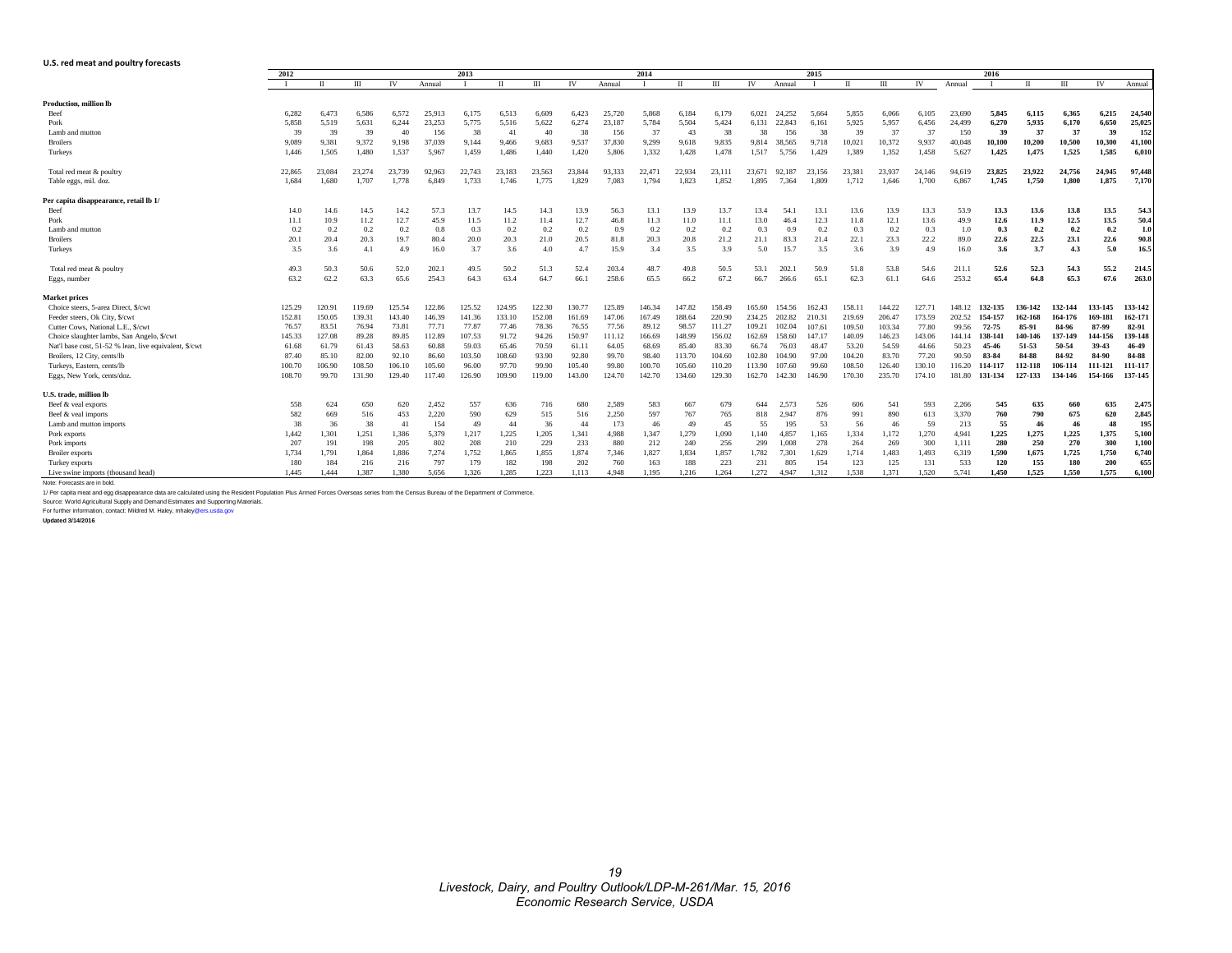**U.S. red meat and poultry forecasts**

| | 2012 | | | | | 2013 | | | | | 2014 | | | | | 2015 | | | | | 2016 | | | | |
|---|---|---|---|---|---|---|---|---|---|---|---|---|---|---|---|---|---|---|---|---|---|---|---|---|---|
| | I | II | III | IV | Annual | I | II | III | IV | Annual | I | II | III | IV | Annual | I | II | III | IV | Annual | I | II | III | IV | Annual |
| **Production, million lb** | | | | | | | | | | | | | | | | | | | | | | | | | |
| Beef | 6,282 | 6,473 | 6,586 | 6,572 | 25,913 | 6,175 | 6,513 | 6,609 | 6,423 | 25,720 | 5,868 | 6,184 | 6,179 | 6,021 | 24,252 | 5,664 | 5,855 | 6,066 | 6,105 | 23,690 | **5,845** | **6,115** | **6,365** | **6,215** | **24,540** |
| Pork | 5,858 | 5,519 | 5,631 | 6,244 | 23,253 | 5,775 | 5,516 | 5,622 | 6,274 | 23,187 | 5,784 | 5,504 | 5,424 | 6,131 | 22,843 | 6,161 | 5,925 | 5,957 | 6,456 | 24,499 | **6,270** | **5,935** | **6,170** | **6,650** | **25,025** |
| Lamb and mutton | 39 | 39 | 39 | 40 | 156 | 38 | 41 | 40 | 38 | 156 | 37 | 43 | 38 | 38 | 156 | 38 | 39 | 37 | 37 | 150 | **39** | **37** | **37** | **39** | **152** |
| Broilers | 9,089 | 9,381 | 9,372 | 9,198 | 37,039 | 9,144 | 9,466 | 9,683 | 9,537 | 37,830 | 9,299 | 9,618 | 9,835 | 9,814 | 38,565 | 9,718 | 10,021 | 10,372 | 9,937 | 40,048 | **10,100** | **10,200** | **10,500** | **10,300** | **41,100** |
| Turkeys | 1,446 | 1,505 | 1,480 | 1,537 | 5,967 | 1,459 | 1,486 | 1,440 | 1,420 | 5,806 | 1,332 | 1,428 | 1,478 | 1,517 | 5,756 | 1,429 | 1,389 | 1,352 | 1,458 | 5,627 | **1,425** | **1,475** | **1,525** | **1,585** | **6,010** |
| Total red meat & poultry | 22,865 | 23,084 | 23,274 | 23,739 | 92,963 | 22,743 | 23,183 | 23,563 | 23,844 | 93,333 | 22,471 | 22,934 | 23,111 | 23,671 | 92,187 | 23,156 | 23,381 | 23,937 | 24,146 | 94,619 | **23,825** | **23,922** | **24,756** | **24,945** | **97,448** |
| Table eggs, mil. doz. | 1,684 | 1,680 | 1,707 | 1,778 | 6,849 | 1,733 | 1,746 | 1,775 | 1,829 | 7,083 | 1,794 | 1,823 | 1,852 | 1,895 | 7,364 | 1,809 | 1,712 | 1,646 | 1,700 | 6,867 | **1,745** | **1,750** | **1,800** | **1,875** | **7,170** |
| **Per capita disappearance, retail lb 1/** | | | | | | | | | | | | | | | | | | | | | | | | | |
| Beef | 14.0 | 14.6 | 14.5 | 14.2 | 57.3 | 13.7 | 14.5 | 14.3 | 13.9 | 56.3 | 13.1 | 13.9 | 13.7 | 13.4 | 54.1 | 13.1 | 13.6 | 13.9 | 13.3 | 53.9 | **13.3** | **13.6** | **13.8** | **13.5** | **54.3** |
| Pork | 11.1 | 10.9 | 11.2 | 12.7 | 45.9 | 11.5 | 11.2 | 11.4 | 12.7 | 46.8 | 11.3 | 11.0 | 11.1 | 13.0 | 46.4 | 12.3 | 11.8 | 12.1 | 13.6 | 49.9 | **12.6** | **11.9** | **12.5** | **13.5** | **50.4** |
| Lamb and mutton | 0.2 | 0.2 | 0.2 | 0.2 | 0.8 | 0.3 | 0.2 | 0.2 | 0.2 | 0.9 | 0.2 | 0.2 | 0.2 | 0.3 | 0.9 | 0.2 | 0.3 | 0.2 | 0.3 | 1.0 | **0.3** | **0.2** | **0.2** | **0.2** | **1.0** |
| Broilers | 20.1 | 20.4 | 20.3 | 19.7 | 80.4 | 20.0 | 20.3 | 21.0 | 20.5 | 81.8 | 20.3 | 20.8 | 21.2 | 21.1 | 83.3 | 21.4 | 22.1 | 23.3 | 22.2 | 89.0 | **22.6** | **22.5** | **23.1** | **22.6** | **90.8** |
| Turkeys | 3.5 | 3.6 | 4.1 | 4.9 | 16.0 | 3.7 | 3.6 | 4.0 | 4.7 | 15.9 | 3.4 | 3.5 | 3.9 | 5.0 | 15.7 | 3.5 | 3.6 | 3.9 | 4.9 | 16.0 | **3.6** | **3.7** | **4.3** | **5.0** | **16.5** |
| Total red meat & poultry | 49.3 | 50.3 | 50.6 | 52.0 | 202.1 | 49.5 | 50.2 | 51.3 | 52.4 | 203.4 | 48.7 | 49.8 | 50.5 | 53.1 | 202.1 | 50.9 | 51.8 | 53.8 | 54.6 | 211.1 | **52.6** | **52.3** | **54.3** | **55.2** | **214.5** |
| Eggs, number | 63.2 | 62.2 | 63.3 | 65.6 | 254.3 | 64.3 | 63.4 | 64.7 | 66.1 | 258.6 | 65.5 | 66.2 | 67.2 | 66.7 | 266.6 | 65.1 | 62.3 | 61.1 | 64.6 | 253.2 | **65.4** | **64.8** | **65.3** | **67.6** | **263.0** |
| **Market prices** | | | | | | | | | | | | | | | | | | | | | | | | | |
| Choice steers, 5-area Direct, $/cwt | 125.29 | 120.91 | 119.69 | 125.54 | 122.86 | 125.52 | 124.95 | 122.30 | 130.77 | 125.89 | 146.34 | 147.82 | 158.49 | 165.60 | 154.56 | 162.43 | 158.11 | 144.22 | 127.71 | 148.12 | **132-135** | **136-142** | **132-144** | **133-145** | **133-142** |
| Feeder steers, Ok City, $/cwt | 152.81 | 150.05 | 139.31 | 143.40 | 146.39 | 141.36 | 133.10 | 152.08 | 161.69 | 147.06 | 167.49 | 188.64 | 220.90 | 234.25 | 202.82 | 210.31 | 219.69 | 206.47 | 173.59 | 202.52 | **154-157** | **162-168** | **164-176** | **169-181** | **162-171** |
| Cutter Cows, National L.E., $/cwt | 76.57 | 83.51 | 76.94 | 73.81 | 77.71 | 77.87 | 77.46 | 78.36 | 76.55 | 77.56 | 89.12 | 98.57 | 111.27 | 109.21 | 102.04 | 107.61 | 109.50 | 103.34 | 77.80 | 99.56 | **72-75** | **85-91** | **84-96** | **87-99** | **82-91** |
| Choice slaughter lambs, San Angelo, $/cwt | 145.33 | 127.08 | 89.28 | 89.85 | 112.89 | 107.53 | 91.72 | 94.26 | 150.97 | 111.12 | 166.69 | 148.99 | 156.02 | 162.69 | 158.60 | 147.17 | 140.09 | 146.23 | 143.06 | 144.14 | **138-141** | **140-146** | **137-149** | **144-156** | **139-148** |
| Nat'l base cost, 51-52 % lean, live equivalent, $/cwt | 61.68 | 61.79 | 61.43 | 58.63 | 60.88 | 59.03 | 65.46 | 70.59 | 61.11 | 64.05 | 68.69 | 85.40 | 83.30 | 66.74 | 76.03 | 48.47 | 53.20 | 54.59 | 44.66 | 50.23 | **45-46** | **51-53** | **50-54** | **39-43** | **46-49** |
| Broilers, 12 City, cents/lb | 87.40 | 85.10 | 82.00 | 92.10 | 86.60 | 103.50 | 108.60 | 93.90 | 92.80 | 99.70 | 98.40 | 113.70 | 104.60 | 102.80 | 104.90 | 97.00 | 104.20 | 83.70 | 77.20 | 90.50 | **83-84** | **84-88** | **84-92** | **84-90** | **84-88** |
| Turkeys, Eastern, cents/lb | 100.70 | 106.90 | 108.50 | 106.10 | 105.60 | 96.00 | 97.70 | 99.90 | 105.40 | 99.80 | 100.70 | 105.60 | 110.20 | 113.90 | 107.60 | 99.60 | 108.50 | 126.40 | 130.10 | 116.20 | **114-117** | **112-118** | **106-114** | **111-121** | **111-117** |
| Eggs, New York, cents/doz. | 108.70 | 99.70 | 131.90 | 129.40 | 117.40 | 126.90 | 109.90 | 119.00 | 143.00 | 124.70 | 142.70 | 134.60 | 129.30 | 162.70 | 142.30 | 146.90 | 170.30 | 235.70 | 174.10 | 181.80 | **131-134** | **127-133** | **134-146** | **154-166** | **137-145** |
| **U.S. trade, million lb** | | | | | | | | | | | | | | | | | | | | | | | | | |
| Beef & veal exports | 558 | 624 | 650 | 620 | 2,452 | 557 | 636 | 716 | 680 | 2,589 | 583 | 667 | 679 | 644 | 2,573 | 526 | 606 | 541 | 593 | 2,266 | **545** | **635** | **660** | **635** | **2,475** |
| Beef & veal imports | 582 | 669 | 516 | 453 | 2,220 | 590 | 629 | 515 | 516 | 2,250 | 597 | 767 | 765 | 818 | 2,947 | 876 | 991 | 890 | 613 | 3,370 | **760** | **790** | **675** | **620** | **2,845** |
| Lamb and mutton imports | 38 | 36 | 38 | 41 | 154 | 49 | 44 | 36 | 44 | 173 | 46 | 49 | 45 | 55 | 195 | 53 | 56 | 46 | 59 | 213 | **55** | **46** | **46** | **48** | **195** |
| Pork exports | 1,442 | 1,301 | 1,251 | 1,386 | 5,379 | 1,217 | 1,225 | 1,205 | 1,341 | 4,988 | 1,347 | 1,279 | 1,090 | 1,140 | 4,857 | 1,165 | 1,334 | 1,172 | 1,270 | 4,941 | **1,225** | **1,275** | **1,225** | **1,375** | **5,100** |
| Pork imports | 207 | 191 | 198 | 205 | 802 | 208 | 210 | 229 | 233 | 880 | 212 | 240 | 256 | 299 | 1,008 | 278 | 264 | 269 | 300 | 1,111 | **280** | **250** | **270** | **300** | **1,100** |
| Broiler exports | 1,734 | 1,791 | 1,864 | 1,886 | 7,274 | 1,752 | 1,865 | 1,855 | 1,874 | 7,346 | 1,827 | 1,834 | 1,857 | 1,782 | 7,301 | 1,629 | 1,714 | 1,483 | 1,493 | 6,319 | **1,590** | **1,675** | **1,725** | **1,750** | **6,740** |
| Turkey exports | 180 | 184 | 216 | 216 | 797 | 179 | 182 | 198 | 202 | 760 | 163 | 188 | 223 | 231 | 805 | 154 | 123 | 125 | 131 | 533 | **120** | **155** | **180** | **200** | **655** |
| Live swine imports (thousand head) | 1,445 | 1,444 | 1,387 | 1,380 | 5,656 | 1,326 | 1,285 | 1,223 | 1,113 | 4,948 | 1,195 | 1,216 | 1,264 | 1,272 | 4,947 | 1,312 | 1,538 | 1,371 | 1,520 | 5,741 | **1,450** | **1,525** | **1,550** | **1,575** | **6,100** |

Note: Forecasts are in bold.

1/ Per capita meat and egg disappearance data are calculated using the Resident Population Plus Armed Forces Overseas series from the Census Bureau of the Department of Commerce.

Source: World Agricultural Supply and Demand Estimates and Supporting Materials.

For further information, contact: Mildred M. Haley, mhaley@ers.usda.gov

**Updated 3/14/2016**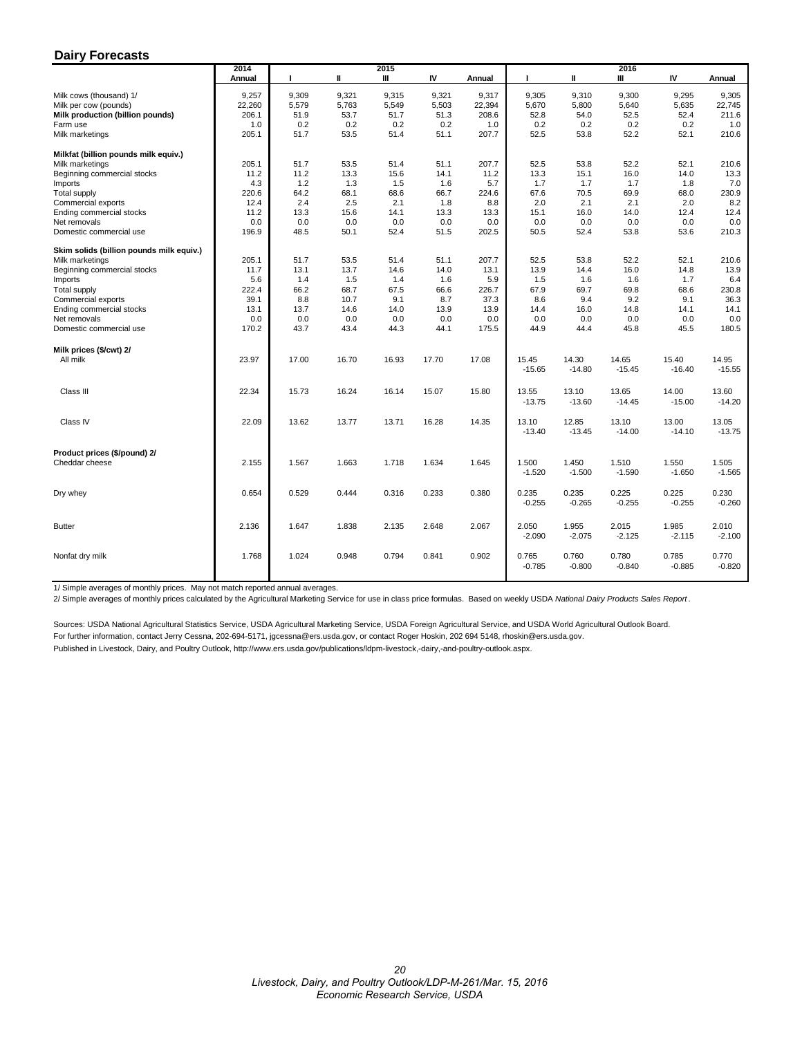## Dairy Forecasts

| | 2014 | 2015 | | | | | 2016 | | | | |
|---|---|---|---|---|---|---|---|---|---|---|---|
| | Annual | I | II | III | IV | Annual | I | II | III | IV | Annual |
| Milk cows (thousand) 1/ | 9,257 | 9,309 | 9,321 | 9,315 | 9,321 | 9,317 | 9,305 | 9,310 | 9,300 | 9,295 | 9,305 |
| Milk per cow (pounds) | 22,260 | 5,579 | 5,763 | 5,549 | 5,503 | 22,394 | 5,670 | 5,800 | 5,640 | 5,635 | 22,745 |
| **Milk production (billion pounds)** | 206.1 | 51.9 | 53.7 | 51.7 | 51.3 | 208.6 | 52.8 | 54.0 | 52.5 | 52.4 | 211.6 |
| Farm use | 1.0 | 0.2 | 0.2 | 0.2 | 0.2 | 1.0 | 0.2 | 0.2 | 0.2 | 0.2 | 1.0 |
| Milk marketings | 205.1 | 51.7 | 53.5 | 51.4 | 51.1 | 207.7 | 52.5 | 53.8 | 52.2 | 52.1 | 210.6 |
| **Milkfat (billion pounds milk equiv.)** | | | | | | | | | | | |
| Milk marketings | 205.1 | 51.7 | 53.5 | 51.4 | 51.1 | 207.7 | 52.5 | 53.8 | 52.2 | 52.1 | 210.6 |
| Beginning commercial stocks | 11.2 | 11.2 | 13.3 | 15.6 | 14.1 | 11.2 | 13.3 | 15.1 | 16.0 | 14.0 | 13.3 |
| Imports | 4.3 | 1.2 | 1.3 | 1.5 | 1.6 | 5.7 | 1.7 | 1.7 | 1.7 | 1.8 | 7.0 |
| Total supply | 220.6 | 64.2 | 68.1 | 68.6 | 66.7 | 224.6 | 67.6 | 70.5 | 69.9 | 68.0 | 230.9 |
| Commercial exports | 12.4 | 2.4 | 2.5 | 2.1 | 1.8 | 8.8 | 2.0 | 2.1 | 2.1 | 2.0 | 8.2 |
| Ending commercial stocks | 11.2 | 13.3 | 15.6 | 14.1 | 13.3 | 13.3 | 15.1 | 16.0 | 14.0 | 12.4 | 12.4 |
| Net removals | 0.0 | 0.0 | 0.0 | 0.0 | 0.0 | 0.0 | 0.0 | 0.0 | 0.0 | 0.0 | 0.0 |
| Domestic commercial use | 196.9 | 48.5 | 50.1 | 52.4 | 51.5 | 202.5 | 50.5 | 52.4 | 53.8 | 53.6 | 210.3 |
| **Skim solids (billion pounds milk equiv.)** | | | | | | | | | | | |
| Milk marketings | 205.1 | 51.7 | 53.5 | 51.4 | 51.1 | 207.7 | 52.5 | 53.8 | 52.2 | 52.1 | 210.6 |
| Beginning commercial stocks | 11.7 | 13.1 | 13.7 | 14.6 | 14.0 | 13.1 | 13.9 | 14.4 | 16.0 | 14.8 | 13.9 |
| Imports | 5.6 | 1.4 | 1.5 | 1.4 | 1.6 | 5.9 | 1.5 | 1.6 | 1.6 | 1.7 | 6.4 |
| Total supply | 222.4 | 66.2 | 68.7 | 67.5 | 66.6 | 226.7 | 67.9 | 69.7 | 69.8 | 68.6 | 230.8 |
| Commercial exports | 39.1 | 8.8 | 10.7 | 9.1 | 8.7 | 37.3 | 8.6 | 9.4 | 9.2 | 9.1 | 36.3 |
| Ending commercial stocks | 13.1 | 13.7 | 14.6 | 14.0 | 13.9 | 13.9 | 14.4 | 16.0 | 14.8 | 14.1 | 14.1 |
| Net removals | 0.0 | 0.0 | 0.0 | 0.0 | 0.0 | 0.0 | 0.0 | 0.0 | 0.0 | 0.0 | 0.0 |
| Domestic commercial use | 170.2 | 43.7 | 43.4 | 44.3 | 44.1 | 175.5 | 44.9 | 44.4 | 45.8 | 45.5 | 180.5 |
| **Milk prices ($/cwt) 2/** | | | | | | | | | | | |
| All milk | 23.97 | 17.00 | 16.70 | 16.93 | 17.70 | 17.08 | 15.45 -15.65 | 14.30 -14.80 | 14.65 -15.45 | 15.40 -16.40 | 14.95 -15.55 |
| Class III | 22.34 | 15.73 | 16.24 | 16.14 | 15.07 | 15.80 | 13.55 -13.75 | 13.10 -13.60 | 13.65 -14.45 | 14.00 -15.00 | 13.60 -14.20 |
| Class IV | 22.09 | 13.62 | 13.77 | 13.71 | 16.28 | 14.35 | 13.10 -13.40 | 12.85 -13.45 | 13.10 -14.00 | 13.00 -14.10 | 13.05 -13.75 |
| **Product prices ($/pound) 2/** | | | | | | | | | | | |
| Cheddar cheese | 2.155 | 1.567 | 1.663 | 1.718 | 1.634 | 1.645 | 1.500 -1.520 | 1.450 -1.500 | 1.510 -1.590 | 1.550 -1.650 | 1.505 -1.565 |
| Dry whey | 0.654 | 0.529 | 0.444 | 0.316 | 0.233 | 0.380 | 0.235 -0.255 | 0.235 -0.265 | 0.225 -0.255 | 0.225 -0.255 | 0.230 -0.260 |
| Butter | 2.136 | 1.647 | 1.838 | 2.135 | 2.648 | 2.067 | 2.050 -2.090 | 1.955 -2.075 | 2.015 -2.125 | 1.985 -2.115 | 2.010 -2.100 |
| Nonfat dry milk | 1.768 | 1.024 | 0.948 | 0.794 | 0.841 | 0.902 | 0.765 -0.785 | 0.760 -0.800 | 0.780 -0.840 | 0.785 -0.885 | 0.770 -0.820 |

1/ Simple averages of monthly prices. May not match reported annual averages.

2/ Simple averages of monthly prices calculated by the Agricultural Marketing Service for use in class price formulas. Based on weekly USDA *National Dairy Products Sales Report*.

Sources: USDA National Agricultural Statistics Service, USDA Agricultural Marketing Service, USDA Foreign Agricultural Service, and USDA World Agricultural Outlook Board.

For further information, contact Jerry Cessna, 202-694-5171, jgcessna@ers.usda.gov, or contact Roger Hoskin, 202 694 5148, rhoskin@ers.usda.gov.

Published in Livestock, Dairy, and Poultry Outlook, http://www.ers.usda.gov/publications/ldpm-livestock,-dairy,-and-poultry-outlook.aspx.